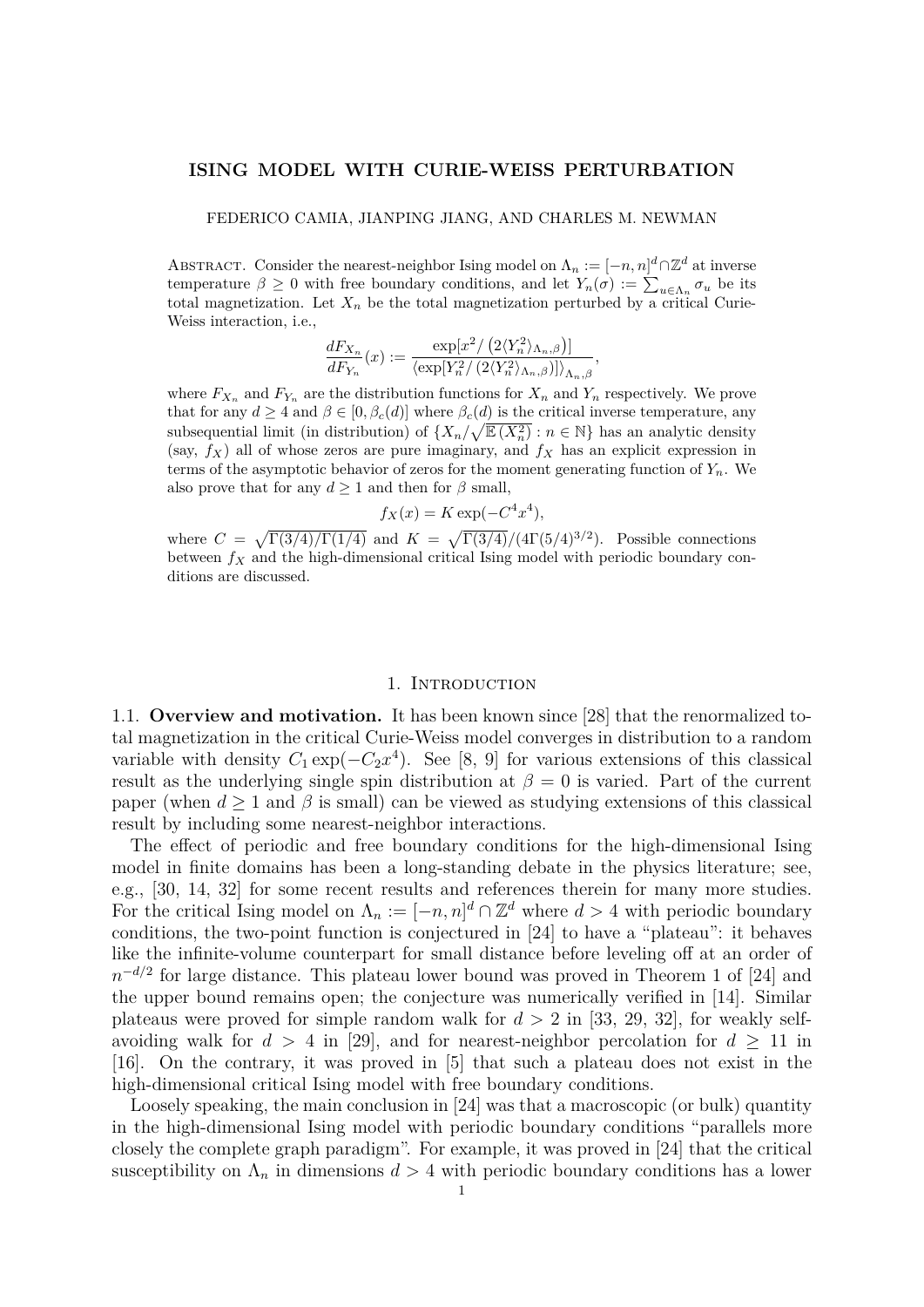# ISING MODEL WITH CURIE-WEISS PERTURBATION

FEDERICO CAMIA, JIANPING JIANG, AND CHARLES M. NEWMAN

Abstract. Consider the nearest-neighbor Ising model on $\Lambda_n := [-n,n]^d \cap \mathbb{Z}^d$ at inverse temperature $\beta \geq 0$ with free boundary conditions, and let $Y_n(\sigma) := \sum_{u \in \Lambda_n} \sigma_u$ be its total magnetization. Let $X_n$ be the total magnetization perturbed by a critical Curie-Weiss interaction, i.e.,

$$\frac{dF_{X_n}}{dF_{Y_n}}(x) := \frac{\exp[x^2/\left(2\langle Y_n^2\rangle_{\Lambda_n,\beta}\right)]}{\langle \exp[Y_n^2/\left(2\langle Y_n^2\rangle_{\Lambda_n,\beta}\right)]\rangle_{\Lambda_n,\beta}},$$

where $F_{X_n}$ and $F_{Y_n}$ are the distribution functions for $X_n$ and $Y_n$ respectively. We prove that for any $d \geq 4$ and $\beta \in [0, \beta_c(d)]$ where $\beta_c(d)$ is the critical inverse temperature, any subsequential limit (in distribution) of $\{X_n/\sqrt{\mathbb{E}(X_n^2)} : n \in \mathbb{N}\}$ has an analytic density (say, $f_X$) all of whose zeros are pure imaginary, and $f_X$ has an explicit expression in terms of the asymptotic behavior of zeros for the moment generating function of $Y_n$. We also prove that for any $d \geq 1$ and then for $\beta$ small,

$$f_X(x) = K \exp(-C^4 x^4),$$

where $C = \sqrt{\Gamma(3/4)/\Gamma(1/4)}$ and $K = \sqrt{\Gamma(3/4)}/(4\Gamma(5/4)^{3/2})$. Possible connections between $f_X$ and the high-dimensional critical Ising model with periodic boundary conditions are discussed.

## 1. Introduction

### 1.1. Overview and motivation.

It has been known since [28] that the renormalized total magnetization in the critical Curie-Weiss model converges in distribution to a random variable with density $C_1 \exp(-C_2 x^4)$. See [8, 9] for various extensions of this classical result as the underlying single spin distribution at $\beta = 0$ is varied. Part of the current paper (when $d \geq 1$ and $\beta$ is small) can be viewed as studying extensions of this classical result by including some nearest-neighbor interactions.

The effect of periodic and free boundary conditions for the high-dimensional Ising model in finite domains has been a long-standing debate in the physics literature; see, e.g., [30, 14, 32] for some recent results and references therein for many more studies. For the critical Ising model on $\Lambda_n := [-n,n]^d \cap \mathbb{Z}^d$ where $d > 4$ with periodic boundary conditions, the two-point function is conjectured in [24] to have a "plateau": it behaves like the infinite-volume counterpart for small distance before leveling off at an order of $n^{-d/2}$ for large distance. This plateau lower bound was proved in Theorem 1 of [24] and the upper bound remains open; the conjecture was numerically verified in [14]. Similar plateaus were proved for simple random walk for $d > 2$ in [33, 29, 32], for weakly self-avoiding walk for $d > 4$ in [29], and for nearest-neighbor percolation for $d \geq 11$ in [16]. On the contrary, it was proved in [5] that such a plateau does not exist in the high-dimensional critical Ising model with free boundary conditions.

Loosely speaking, the main conclusion in [24] was that a macroscopic (or bulk) quantity in the high-dimensional Ising model with periodic boundary conditions "parallels more closely the complete graph paradigm". For example, it was proved in [24] that the critical susceptibility on $\Lambda_n$ in dimensions $d > 4$ with periodic boundary conditions has a lower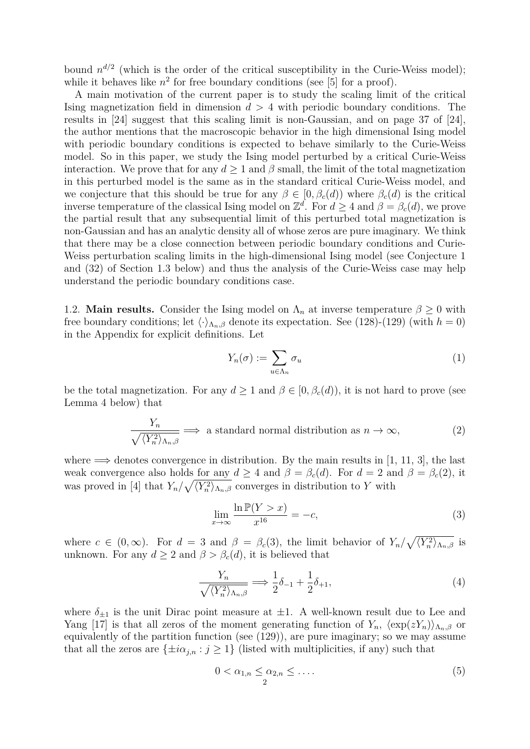bound $n^{d/2}$ (which is the order of the critical susceptibility in the Curie-Weiss model); while it behaves like $n^2$ for free boundary conditions (see [5] for a proof).

A main motivation of the current paper is to study the scaling limit of the critical Ising magnetization field in dimension $d > 4$ with periodic boundary conditions. The results in [24] suggest that this scaling limit is non-Gaussian, and on page 37 of [24], the author mentions that the macroscopic behavior in the high dimensional Ising model with periodic boundary conditions is expected to behave similarly to the Curie-Weiss model. So in this paper, we study the Ising model perturbed by a critical Curie-Weiss interaction. We prove that for any $d \geq 1$ and $\beta$ small, the limit of the total magnetization in this perturbed model is the same as in the standard critical Curie-Weiss model, and we conjecture that this should be true for any $\beta \in [0, \beta_c(d))$ where $\beta_c(d)$ is the critical inverse temperature of the classical Ising model on $\mathbb{Z}^d$. For $d \geq 4$ and $\beta = \beta_c(d)$, we prove the partial result that any subsequential limit of this perturbed total magnetization is non-Gaussian and has an analytic density all of whose zeros are pure imaginary. We think that there may be a close connection between periodic boundary conditions and Curie-Weiss perturbation scaling limits in the high-dimensional Ising model (see Conjecture 1 and (32) of Section 1.3 below) and thus the analysis of the Curie-Weiss case may help understand the periodic boundary conditions case.

1.2. **Main results.** Consider the Ising model on $\Lambda_n$ at inverse temperature $\beta \geq 0$ with free boundary conditions; let $\langle \cdot \rangle_{\Lambda_n,\beta}$ denote its expectation. See (128)-(129) (with $h = 0$) in the Appendix for explicit definitions. Let

$$Y_n(\sigma) := \sum_{u \in \Lambda_n} \sigma_u \tag{1}$$

be the total magnetization. For any $d \geq 1$ and $\beta \in [0, \beta_c(d))$, it is not hard to prove (see Lemma 4 below) that

$$\frac{Y_n}{\sqrt{\langle Y_n^2 \rangle_{\Lambda_n,\beta}}} \Longrightarrow \text{ a standard normal distribution as } n \to \infty, \tag{2}$$

where $\Longrightarrow$ denotes convergence in distribution. By the main results in [1, 11, 3], the last weak convergence also holds for any $d \geq 4$ and $\beta = \beta_c(d)$. For $d = 2$ and $\beta = \beta_c(2)$, it was proved in [4] that $Y_n/\sqrt{\langle Y_n^2 \rangle_{\Lambda_n,\beta}}$ converges in distribution to $Y$ with

$$\lim_{x \to \infty} \frac{\ln \mathbb{P}(Y > x)}{x^{16}} = -c, \tag{3}$$

where $c \in (0, \infty)$. For $d = 3$ and $\beta = \beta_c(3)$, the limit behavior of $Y_n/\sqrt{\langle Y_n^2 \rangle_{\Lambda_n,\beta}}$ is unknown. For any $d \geq 2$ and $\beta > \beta_c(d)$, it is believed that

$$\frac{Y_n}{\sqrt{\langle Y_n^2 \rangle_{\Lambda_n,\beta}}} \Longrightarrow \frac{1}{2}\delta_{-1} + \frac{1}{2}\delta_{+1}, \tag{4}$$

where $\delta_{\pm 1}$ is the unit Dirac point measure at $\pm 1$. A well-known result due to Lee and Yang [17] is that all zeros of the moment generating function of $Y_n$, $\langle \exp(zY_n) \rangle_{\Lambda_n,\beta}$ or equivalently of the partition function (see (129)), are pure imaginary; so we may assume that all the zeros are $\{\pm i\alpha_{j,n} : j \geq 1\}$ (listed with multiplicities, if any) such that

$$0 < \alpha_{1,n} \leq \alpha_{2,n} \leq \ldots. \tag{5}$$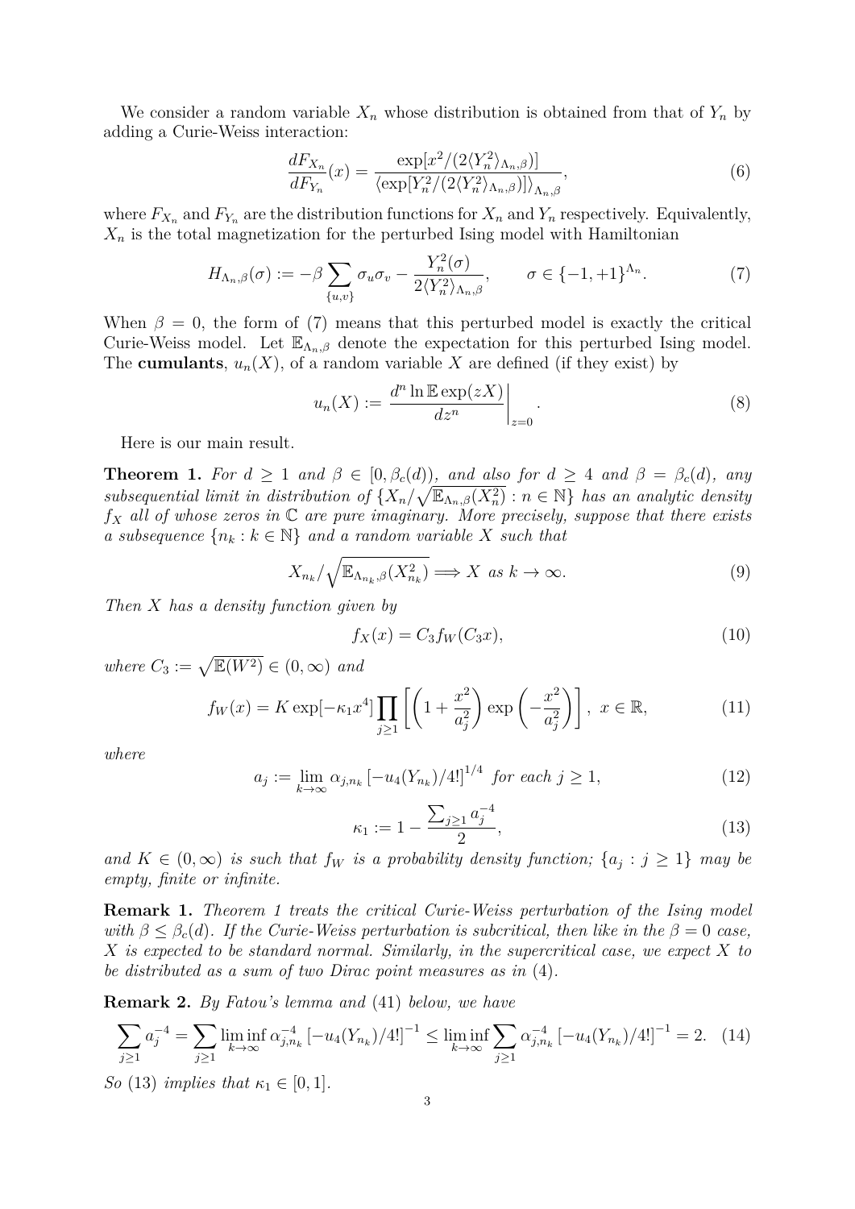We consider a random variable $X_n$ whose distribution is obtained from that of $Y_n$ by adding a Curie-Weiss interaction:

$$\frac{dF_{X_n}}{dF_{Y_n}}(x) = \frac{\exp[x^2/(2\langle Y_n^2\rangle_{\Lambda_n,\beta})]}{\langle \exp[Y_n^2/(2\langle Y_n^2\rangle_{\Lambda_n,\beta})]\rangle_{\Lambda_n,\beta}}, \tag{6}$$

where $F_{X_n}$ and $F_{Y_n}$ are the distribution functions for $X_n$ and $Y_n$ respectively. Equivalently, $X_n$ is the total magnetization for the perturbed Ising model with Hamiltonian

$$H_{\Lambda_n,\beta}(\sigma) := -\beta \sum_{\{u,v\}} \sigma_u\sigma_v - \frac{Y_n^2(\sigma)}{2\langle Y_n^2\rangle_{\Lambda_n,\beta}}, \qquad \sigma \in \{-1,+1\}^{\Lambda_n}. \tag{7}$$

When $\beta = 0$, the form of (7) means that this perturbed model is exactly the critical Curie-Weiss model. Let $\mathbb{E}_{\Lambda_n,\beta}$ denote the expectation for this perturbed Ising model. The **cumulants**, $u_n(X)$, of a random variable $X$ are defined (if they exist) by

$$u_n(X) := \left.\frac{d^n \ln \mathbb{E}\exp(zX)}{dz^n}\right|_{z=0}. \tag{8}$$

Here is our main result.

**Theorem 1.** *For $d \geq 1$ and $\beta \in [0, \beta_c(d))$, and also for $d \geq 4$ and $\beta = \beta_c(d)$, any subsequential limit in distribution of $\{X_n/\sqrt{\mathbb{E}_{\Lambda_n,\beta}(X_n^2)} : n \in \mathbb{N}\}$ has an analytic density $f_X$ all of whose zeros in $\mathbb{C}$ are pure imaginary. More precisely, suppose that there exists a subsequence $\{n_k : k \in \mathbb{N}\}$ and a random variable $X$ such that*

$$X_{n_k}/\sqrt{\mathbb{E}_{\Lambda_{n_k},\beta}(X_{n_k}^2)} \Longrightarrow X \text{ as } k \to \infty. \tag{9}$$

*Then $X$ has a density function given by*

$$f_X(x) = C_3 f_W(C_3 x), \tag{10}$$

*where $C_3 := \sqrt{\mathbb{E}(W^2)} \in (0,\infty)$ and*

$$f_W(x) = K\exp[-\kappa_1 x^4]\prod_{j\geq 1}\left[\left(1+\frac{x^2}{a_j^2}\right)\exp\left(-\frac{x^2}{a_j^2}\right)\right],\ x\in\mathbb{R}, \tag{11}$$

*where*

$$a_j := \lim_{k\to\infty} \alpha_{j,n_k}\left[-u_4(Y_{n_k})/4!\right]^{1/4} \text{ for each } j \geq 1, \tag{12}$$

$$\kappa_1 := 1 - \frac{\sum_{j\geq 1} a_j^{-4}}{2}, \tag{13}$$

*and $K \in (0,\infty)$ is such that $f_W$ is a probability density function; $\{a_j : j \geq 1\}$ may be empty, finite or infinite.*

**Remark 1.** *Theorem 1 treats the critical Curie-Weiss perturbation of the Ising model with $\beta \leq \beta_c(d)$. If the Curie-Weiss perturbation is subcritical, then like in the $\beta = 0$ case, $X$ is expected to be standard normal. Similarly, in the supercritical case, we expect $X$ to be distributed as a sum of two Dirac point measures as in* (4)*.*

**Remark 2.** *By Fatou's lemma and* (41) *below, we have*

$$\sum_{j\geq 1} a_j^{-4} = \sum_{j\geq 1}\liminf_{k\to\infty}\alpha_{j,n_k}^{-4}\left[-u_4(Y_{n_k})/4!\right]^{-1} \leq \liminf_{k\to\infty}\sum_{j\geq 1}\alpha_{j,n_k}^{-4}\left[-u_4(Y_{n_k})/4!\right]^{-1} = 2. \tag{14}$$

*So* (13) *implies that $\kappa_1 \in [0,1]$.*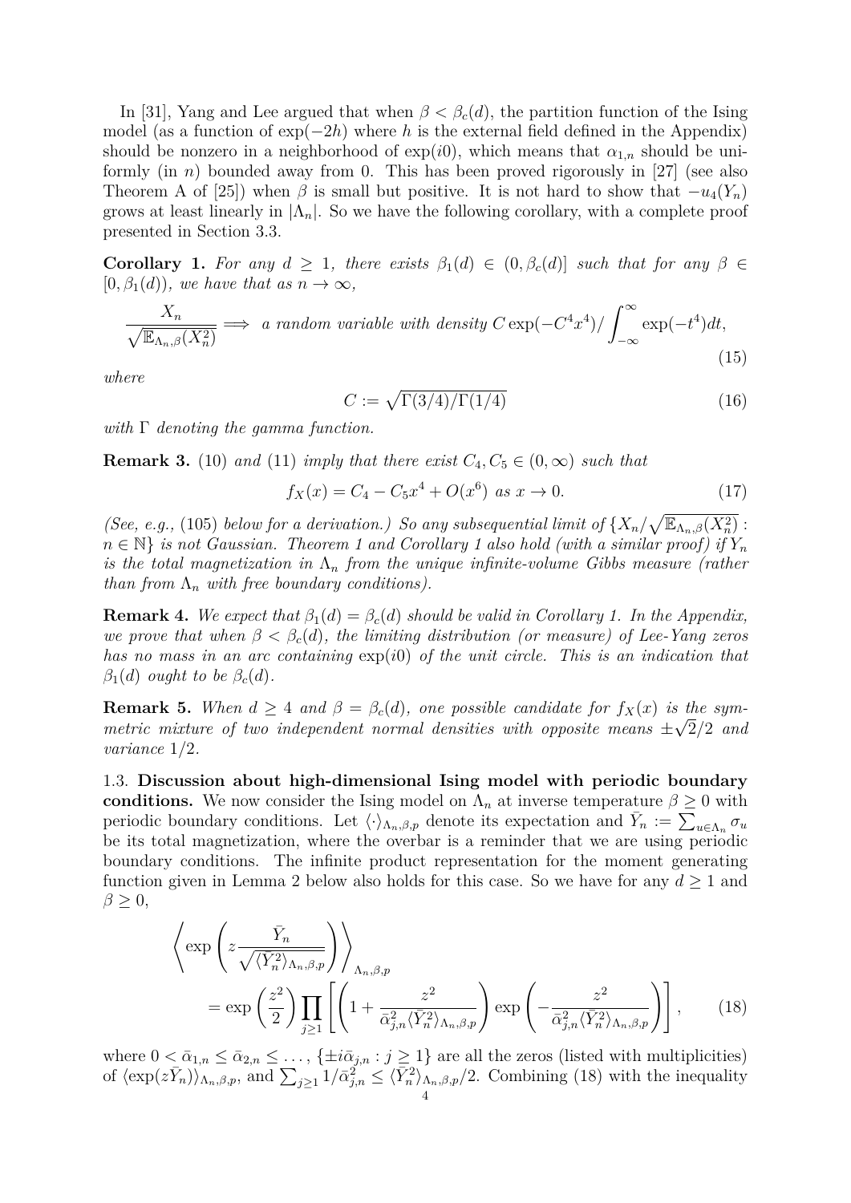In [31], Yang and Lee argued that when $\beta < \beta_c(d)$, the partition function of the Ising model (as a function of $\exp(-2h)$ where $h$ is the external field defined in the Appendix) should be nonzero in a neighborhood of $\exp(i0)$, which means that $\alpha_{1,n}$ should be uniformly (in $n$) bounded away from 0. This has been proved rigorously in [27] (see also Theorem A of [25]) when $\beta$ is small but positive. It is not hard to show that $-u_4(Y_n)$ grows at least linearly in $|\Lambda_n|$. So we have the following corollary, with a complete proof presented in Section 3.3.

**Corollary 1.** *For any $d \geq 1$, there exists $\beta_1(d) \in (0, \beta_c(d)]$ such that for any $\beta \in [0, \beta_1(d))$, we have that as $n \to \infty$,*

$$\frac{X_n}{\sqrt{\mathbb{E}_{\Lambda_n,\beta}(X_n^2)}} \Longrightarrow \text{ a random variable with density } C\exp(-C^4x^4)/\int_{-\infty}^{\infty}\exp(-t^4)dt, \tag{15}$$

*where*

$$C := \sqrt{\Gamma(3/4)/\Gamma(1/4)} \tag{16}$$

*with $\Gamma$ denoting the gamma function.*

**Remark 3.** (10) *and* (11) *imply that there exist $C_4, C_5 \in (0,\infty)$ such that*

$$f_X(x) = C_4 - C_5x^4 + O(x^6) \text{ as } x \to 0. \tag{17}$$

*(See, e.g.,* (105) *below for a derivation.) So any subsequential limit of $\{X_n/\sqrt{\mathbb{E}_{\Lambda_n,\beta}(X_n^2)} : n \in \mathbb{N}\}$ is not Gaussian. Theorem 1 and Corollary 1 also hold (with a similar proof) if $Y_n$ is the total magnetization in $\Lambda_n$ from the unique infinite-volume Gibbs measure (rather than from $\Lambda_n$ with free boundary conditions).*

**Remark 4.** *We expect that $\beta_1(d) = \beta_c(d)$ should be valid in Corollary 1. In the Appendix, we prove that when $\beta < \beta_c(d)$, the limiting distribution (or measure) of Lee-Yang zeros has no mass in an arc containing $\exp(i0)$ of the unit circle. This is an indication that $\beta_1(d)$ ought to be $\beta_c(d)$.*

**Remark 5.** *When $d \geq 4$ and $\beta = \beta_c(d)$, one possible candidate for $f_X(x)$ is the symmetric mixture of two independent normal densities with opposite means $\pm\sqrt{2}/2$ and variance $1/2$.*

1.3. **Discussion about high-dimensional Ising model with periodic boundary conditions.** We now consider the Ising model on $\Lambda_n$ at inverse temperature $\beta \geq 0$ with periodic boundary conditions. Let $\langle\cdot\rangle_{\Lambda_n,\beta,p}$ denote its expectation and $\bar{Y}_n := \sum_{u\in\Lambda_n}\sigma_u$ be its total magnetization, where the overbar is a reminder that we are using periodic boundary conditions. The infinite product representation for the moment generating function given in Lemma 2 below also holds for this case. So we have for any $d \geq 1$ and $\beta \geq 0$,

$$\left\langle \exp\left(z\frac{\bar{Y}_n}{\sqrt{\langle\bar{Y}_n^2\rangle_{\Lambda_n,\beta,p}}}\right)\right\rangle_{\Lambda_n,\beta,p} = \exp\left(\frac{z^2}{2}\right)\prod_{j\geq 1}\left[\left(1+\frac{z^2}{\bar{\alpha}_{j,n}^2\langle\bar{Y}_n^2\rangle_{\Lambda_n,\beta,p}}\right)\exp\left(-\frac{z^2}{\bar{\alpha}_{j,n}^2\langle\bar{Y}_n^2\rangle_{\Lambda_n,\beta,p}}\right)\right], \tag{18}$$

where $0 < \bar{\alpha}_{1,n} \leq \bar{\alpha}_{2,n} \leq \dots$, $\{\pm i\bar{\alpha}_{j,n} : j \geq 1\}$ are all the zeros (listed with multiplicities) of $\langle\exp(z\bar{Y}_n)\rangle_{\Lambda_n,\beta,p}$, and $\sum_{j\geq 1}1/\bar{\alpha}_{j,n}^2 \leq \langle\bar{Y}_n^2\rangle_{\Lambda_n,\beta,p}/2$. Combining (18) with the inequality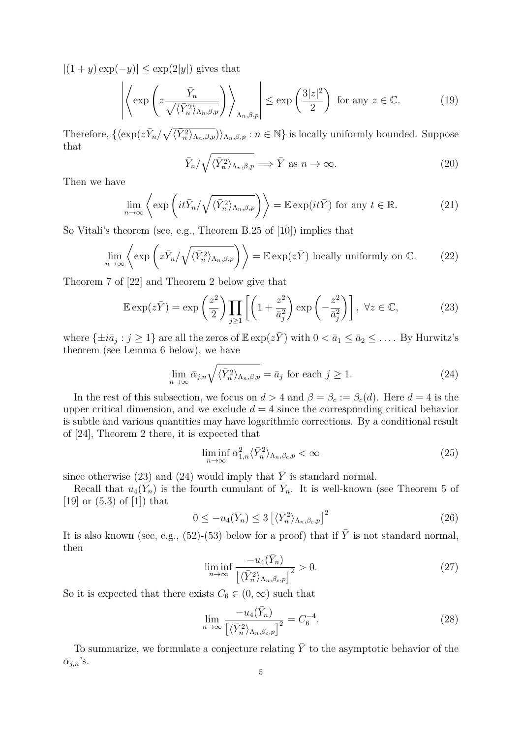$|(1+y)\exp(-y)| \leq \exp(2|y|)$ gives that

$$\left| \left\langle \exp\left( z \frac{\bar{Y}_n}{\sqrt{\langle \bar{Y}_n^2 \rangle_{\Lambda_n,\beta,p}}} \right) \right\rangle_{\Lambda_n,\beta,p} \right| \leq \exp\left( \frac{3|z|^2}{2} \right) \text{ for any } z \in \mathbb{C}. \tag{19}$$

Therefore, $\{\langle \exp(z\bar{Y}_n/\sqrt{\langle \bar{Y}_n^2\rangle_{\Lambda_n,\beta,p}})\rangle_{\Lambda_n,\beta,p} : n \in \mathbb{N}\}$ is locally uniformly bounded. Suppose that

$$\bar{Y}_n/\sqrt{\langle \bar{Y}_n^2 \rangle_{\Lambda_n,\beta,p}} \Longrightarrow \bar{Y} \text{ as } n \to \infty. \tag{20}$$

Then we have

$$\lim_{n\to\infty} \left\langle \exp\left( it\bar{Y}_n/\sqrt{\langle \bar{Y}_n^2 \rangle_{\Lambda_n,\beta,p}} \right) \right\rangle = \mathbb{E}\exp(it\bar{Y}) \text{ for any } t \in \mathbb{R}. \tag{21}$$

So Vitali's theorem (see, e.g., Theorem B.25 of [10]) implies that

$$\lim_{n\to\infty} \left\langle \exp\left( z\bar{Y}_n/\sqrt{\langle \bar{Y}_n^2 \rangle_{\Lambda_n,\beta,p}} \right) \right\rangle = \mathbb{E}\exp(z\bar{Y}) \text{ locally uniformly on } \mathbb{C}. \tag{22}$$

Theorem 7 of [22] and Theorem 2 below give that

$$\mathbb{E}\exp(z\bar{Y}) = \exp\left(\frac{z^2}{2}\right) \prod_{j\geq 1} \left[ \left(1 + \frac{z^2}{\bar{a}_j^2}\right) \exp\left(-\frac{z^2}{\bar{a}_j^2}\right) \right], \ \forall z \in \mathbb{C}, \tag{23}$$

where $\{\pm i\bar{a}_j : j \geq 1\}$ are all the zeros of $\mathbb{E}\exp(z\bar{Y})$ with $0 < \bar{a}_1 \leq \bar{a}_2 \leq \dots$. By Hurwitz's theorem (see Lemma 6 below), we have

$$\lim_{n\to\infty} \bar{\alpha}_{j,n} \sqrt{\langle \bar{Y}_n^2 \rangle_{\Lambda_n,\beta,p}} = \bar{a}_j \text{ for each } j \geq 1. \tag{24}$$

In the rest of this subsection, we focus on $d > 4$ and $\beta = \beta_c := \beta_c(d)$. Here $d = 4$ is the upper critical dimension, and we exclude $d = 4$ since the corresponding critical behavior is subtle and various quantities may have logarithmic corrections. By a conditional result of [24], Theorem 2 there, it is expected that

$$\liminf_{n\to\infty} \bar{\alpha}_{1,n}^2 \langle \bar{Y}_n^2 \rangle_{\Lambda_n,\beta_c,p} < \infty \tag{25}$$

since otherwise (23) and (24) would imply that $\bar{Y}$ is standard normal.

Recall that $u_4(\bar{Y}_n)$ is the fourth cumulant of $\bar{Y}_n$. It is well-known (see Theorem 5 of [19] or (5.3) of [1]) that

$$0 \leq -u_4(\bar{Y}_n) \leq 3 \left[ \langle \bar{Y}_n^2 \rangle_{\Lambda_n,\beta_c,p} \right]^2 \tag{26}$$

It is also known (see, e.g., (52)-(53) below for a proof) that if $\bar{Y}$ is not standard normal, then

$$\liminf_{n\to\infty} \frac{-u_4(\bar{Y}_n)}{\left[ \langle \bar{Y}_n^2 \rangle_{\Lambda_n,\beta_c,p} \right]^2} > 0. \tag{27}$$

So it is expected that there exists $C_6 \in (0,\infty)$ such that

$$\lim_{n\to\infty} \frac{-u_4(\bar{Y}_n)}{\left[ \langle \bar{Y}_n^2 \rangle_{\Lambda_n,\beta_c,p} \right]^2} = C_6^{-4}. \tag{28}$$

To summarize, we formulate a conjecture relating $\bar{Y}$ to the asymptotic behavior of the $\bar{\alpha}_{j,n}$'s.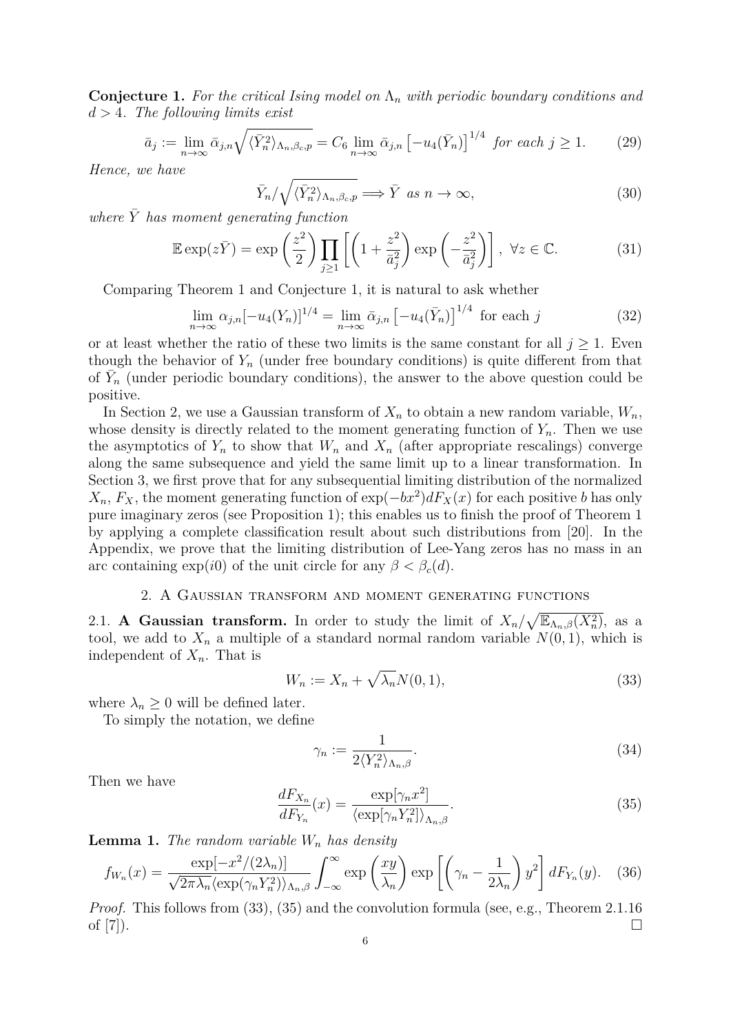**Conjecture 1.** *For the critical Ising model on $\Lambda_n$ with periodic boundary conditions and $d > 4$. The following limits exist*

$$\bar{a}_j := \lim_{n\to\infty} \bar{\alpha}_{j,n} \sqrt{\langle \bar{Y}_n^2 \rangle_{\Lambda_n,\beta_c,p}} = C_6 \lim_{n\to\infty} \bar{\alpha}_{j,n} \left[-u_4(\bar{Y}_n)\right]^{1/4} \text{ for each } j \geq 1. \tag{29}$$

*Hence, we have*

$$\bar{Y}_n / \sqrt{\langle \bar{Y}_n^2 \rangle_{\Lambda_n,\beta_c,p}} \Longrightarrow \bar{Y} \text{ as } n \to \infty, \tag{30}$$

*where $\bar{Y}$ has moment generating function*

$$\mathbb{E}\exp(z\bar{Y}) = \exp\left(\frac{z^2}{2}\right) \prod_{j\geq 1} \left[\left(1 + \frac{z^2}{\bar{a}_j^2}\right) \exp\left(-\frac{z^2}{\bar{a}_j^2}\right)\right], \ \forall z \in \mathbb{C}. \tag{31}$$

Comparing Theorem 1 and Conjecture 1, it is natural to ask whether

$$\lim_{n\to\infty} \alpha_{j,n} [-u_4(Y_n)]^{1/4} = \lim_{n\to\infty} \bar{\alpha}_{j,n} \left[-u_4(\bar{Y}_n)\right]^{1/4} \text{ for each } j \tag{32}$$

or at least whether the ratio of these two limits is the same constant for all $j \geq 1$. Even though the behavior of $Y_n$ (under free boundary conditions) is quite different from that of $\bar{Y}_n$ (under periodic boundary conditions), the answer to the above question could be positive.

In Section 2, we use a Gaussian transform of $X_n$ to obtain a new random variable, $W_n$, whose density is directly related to the moment generating function of $Y_n$. Then we use the asymptotics of $Y_n$ to show that $W_n$ and $X_n$ (after appropriate rescalings) converge along the same subsequence and yield the same limit up to a linear transformation. In Section 3, we first prove that for any subsequential limiting distribution of the normalized $X_n$, $F_X$, the moment generating function of $\exp(-bx^2)dF_X(x)$ for each positive $b$ has only pure imaginary zeros (see Proposition 1); this enables us to finish the proof of Theorem 1 by applying a complete classification result about such distributions from [20]. In the Appendix, we prove that the limiting distribution of Lee-Yang zeros has no mass in an arc containing $\exp(i0)$ of the unit circle for any $\beta < \beta_c(d)$.

## 2. A Gaussian transform and moment generating functions

2.1. **A Gaussian transform.** In order to study the limit of $X_n / \sqrt{\mathbb{E}_{\Lambda_n,\beta}(X_n^2)}$, as a tool, we add to $X_n$ a multiple of a standard normal random variable $N(0,1)$, which is independent of $X_n$. That is

$$W_n := X_n + \sqrt{\lambda_n} N(0,1), \tag{33}$$

where $\lambda_n \geq 0$ will be defined later.

To simply the notation, we define

$$\gamma_n := \frac{1}{2\langle Y_n^2 \rangle_{\Lambda_n,\beta}}. \tag{34}$$

Then we have

$$\frac{dF_{X_n}}{dF_{Y_n}}(x) = \frac{\exp[\gamma_n x^2]}{\langle \exp[\gamma_n Y_n^2] \rangle_{\Lambda_n,\beta}}. \tag{35}$$

**Lemma 1.** *The random variable $W_n$ has density*

$$f_{W_n}(x) = \frac{\exp[-x^2/(2\lambda_n)]}{\sqrt{2\pi\lambda_n} \langle \exp(\gamma_n Y_n^2) \rangle_{\Lambda_n,\beta}} \int_{-\infty}^{\infty} \exp\left(\frac{xy}{\lambda_n}\right) \exp\left[\left(\gamma_n - \frac{1}{2\lambda_n}\right) y^2\right] dF_{Y_n}(y). \tag{36}$$

*Proof.* This follows from (33), (35) and the convolution formula (see, e.g., Theorem 2.1.16 of [7]). $\square$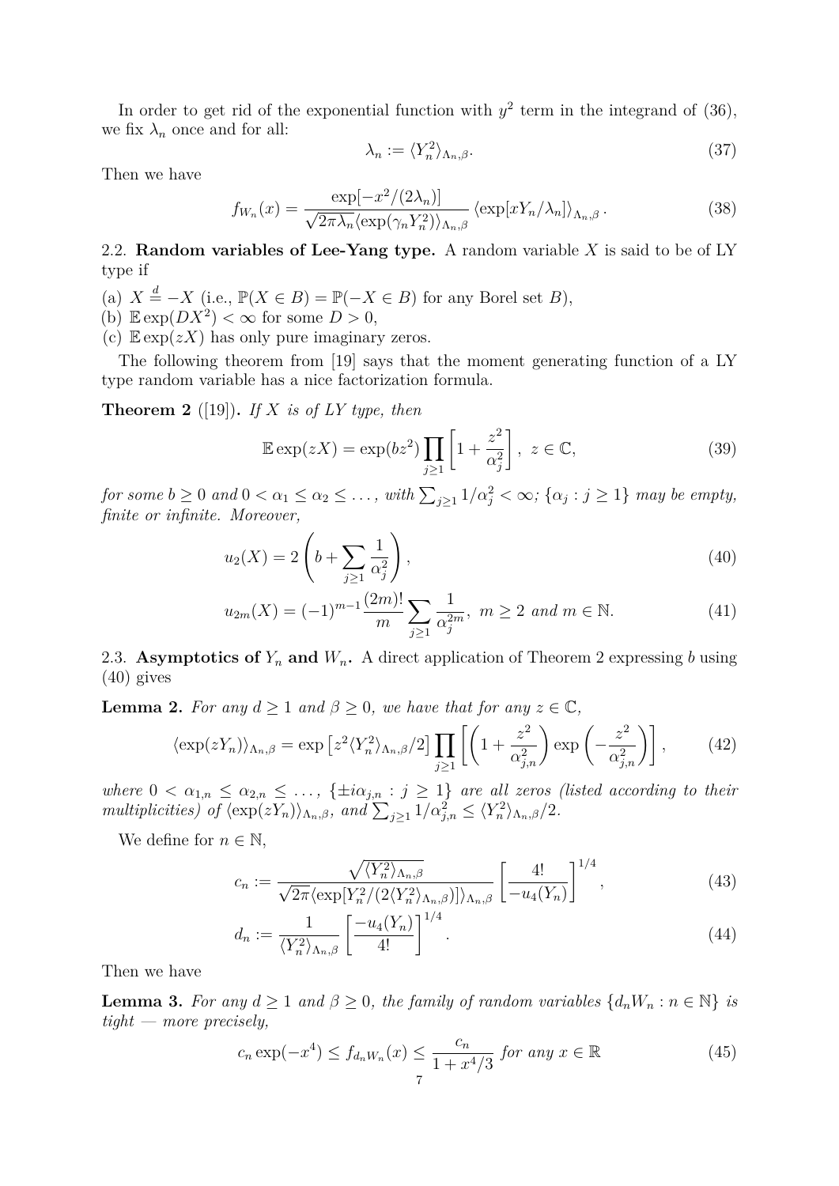In order to get rid of the exponential function with $y^2$ term in the integrand of (36), we fix $\lambda_n$ once and for all:

$$\lambda_n := \langle Y_n^2 \rangle_{\Lambda_n,\beta}. \tag{37}$$

Then we have

$$f_{W_n}(x) = \frac{\exp[-x^2/(2\lambda_n)]}{\sqrt{2\pi\lambda_n}\langle \exp(\gamma_n Y_n^2)\rangle_{\Lambda_n,\beta}} \left\langle \exp[xY_n/\lambda_n]\right\rangle_{\Lambda_n,\beta}. \tag{38}$$

2.2. **Random variables of Lee-Yang type.** A random variable $X$ is said to be of LY type if

(a) $X \overset{d}{=} -X$ (i.e., $\mathbb{P}(X \in B) = \mathbb{P}(-X \in B)$ for any Borel set $B$),
(b) $\mathbb{E}\exp(DX^2) < \infty$ for some $D > 0$,
(c) $\mathbb{E}\exp(zX)$ has only pure imaginary zeros.

The following theorem from [19] says that the moment generating function of a LY type random variable has a nice factorization formula.

**Theorem 2** ([19])**.** *If $X$ is of LY type, then*

$$\mathbb{E}\exp(zX) = \exp(bz^2)\prod_{j\geq 1}\left[1+\frac{z^2}{\alpha_j^2}\right],\ z \in \mathbb{C}, \tag{39}$$

*for some $b \geq 0$ and $0 < \alpha_1 \leq \alpha_2 \leq \dots$, with $\sum_{j\geq 1} 1/\alpha_j^2 < \infty$; $\{\alpha_j : j \geq 1\}$ may be empty, finite or infinite. Moreover,*

$$u_2(X) = 2\left(b + \sum_{j\geq 1}\frac{1}{\alpha_j^2}\right), \tag{40}$$

$$u_{2m}(X) = (-1)^{m-1}\frac{(2m)!}{m}\sum_{j\geq 1}\frac{1}{\alpha_j^{2m}},\ m \geq 2 \text{ and } m \in \mathbb{N}. \tag{41}$$

2.3. **Asymptotics of $Y_n$ and $W_n$.** A direct application of Theorem 2 expressing $b$ using (40) gives

**Lemma 2.** *For any $d \geq 1$ and $\beta \geq 0$, we have that for any $z \in \mathbb{C}$,*

$$\langle \exp(zY_n)\rangle_{\Lambda_n,\beta} = \exp\left[z^2\langle Y_n^2\rangle_{\Lambda_n,\beta}/2\right]\prod_{j\geq 1}\left[\left(1+\frac{z^2}{\alpha_{j,n}^2}\right)\exp\left(-\frac{z^2}{\alpha_{j,n}^2}\right)\right], \tag{42}$$

*where $0 < \alpha_{1,n} \leq \alpha_{2,n} \leq \dots$, $\{\pm i\alpha_{j,n} : j \geq 1\}$ are all zeros (listed according to their multiplicities) of $\langle \exp(zY_n)\rangle_{\Lambda_n,\beta}$, and $\sum_{j\geq 1} 1/\alpha_{j,n}^2 \leq \langle Y_n^2\rangle_{\Lambda_n,\beta}/2$.*

We define for $n \in \mathbb{N}$,

$$c_n := \frac{\sqrt{\langle Y_n^2\rangle_{\Lambda_n,\beta}}}{\sqrt{2\pi}\langle \exp[Y_n^2/(2\langle Y_n^2\rangle_{\Lambda_n,\beta})]\rangle_{\Lambda_n,\beta}}\left[\frac{4!}{-u_4(Y_n)}\right]^{1/4}, \tag{43}$$

$$d_n := \frac{1}{\langle Y_n^2\rangle_{\Lambda_n,\beta}}\left[\frac{-u_4(Y_n)}{4!}\right]^{1/4}. \tag{44}$$

Then we have

**Lemma 3.** *For any $d \geq 1$ and $\beta \geq 0$, the family of random variables $\{d_nW_n : n \in \mathbb{N}\}$ is tight — more precisely,*

$$c_n\exp(-x^4) \leq f_{d_nW_n}(x) \leq \frac{c_n}{1+x^4/3} \text{ for any } x \in \mathbb{R} \tag{45}$$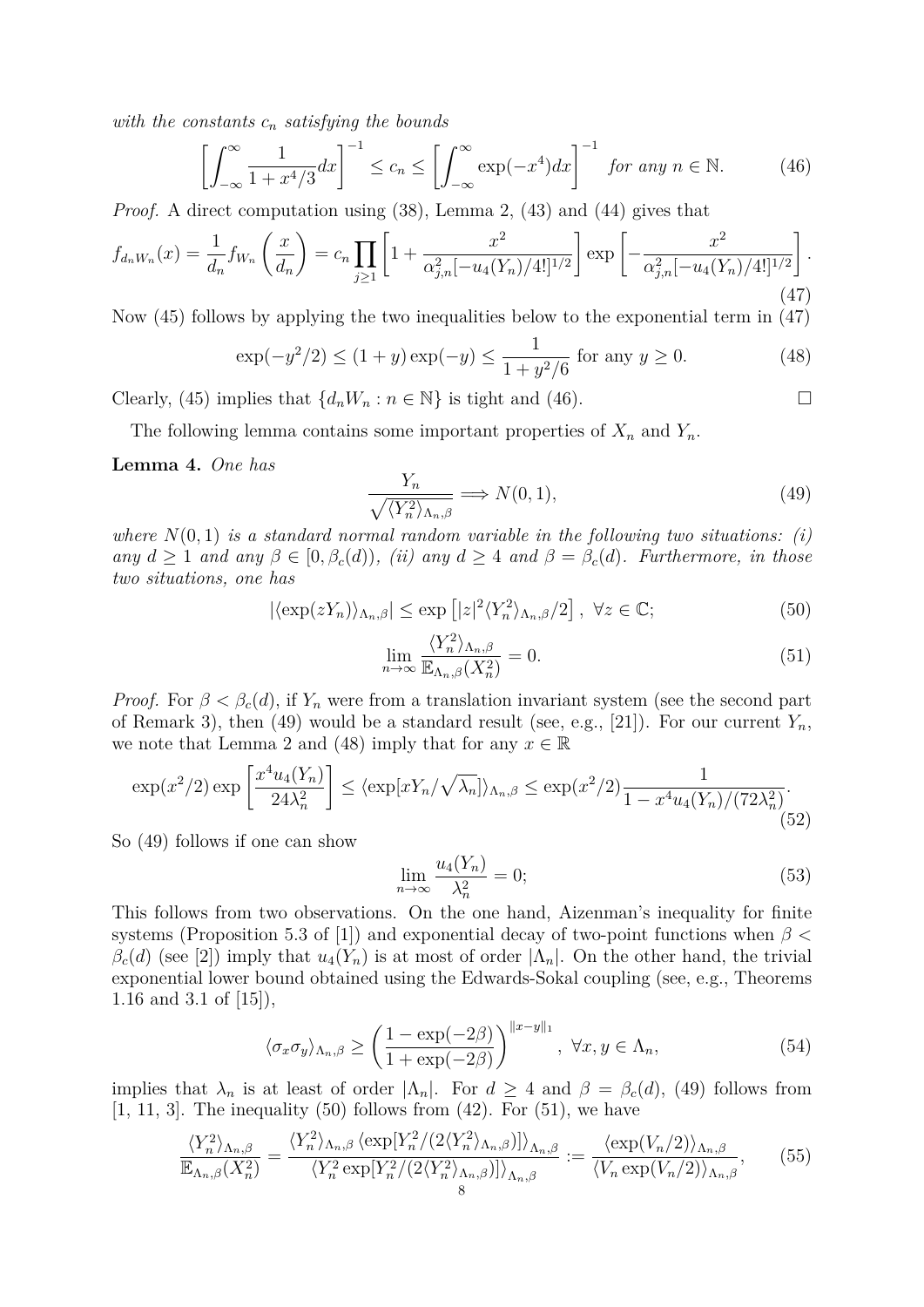*with the constants $c_n$ satisfying the bounds*

$$\left[\int_{-\infty}^{\infty}\frac{1}{1+x^4/3}dx\right]^{-1}\leq c_n\leq\left[\int_{-\infty}^{\infty}\exp(-x^4)dx\right]^{-1}\ \textit{for any } n\in\mathbb{N}. \tag{46}$$

*Proof.* A direct computation using (38), Lemma 2, (43) and (44) gives that

$$f_{d_nW_n}(x)=\frac{1}{d_n}f_{W_n}\left(\frac{x}{d_n}\right)=c_n\prod_{j\geq 1}\left[1+\frac{x^2}{\alpha_{j,n}^2[-u_4(Y_n)/4!]^{1/2}}\right]\exp\left[-\frac{x^2}{\alpha_{j,n}^2[-u_4(Y_n)/4!]^{1/2}}\right]. \tag{47}$$

Now (45) follows by applying the two inequalities below to the exponential term in (47)

$$\exp(-y^2/2)\leq(1+y)\exp(-y)\leq\frac{1}{1+y^2/6}\text{ for any } y\geq 0. \tag{48}$$

Clearly, (45) implies that $\{d_nW_n : n\in\mathbb{N}\}$ is tight and (46). $\square$

The following lemma contains some important properties of $X_n$ and $Y_n$.

**Lemma 4.** *One has*

$$\frac{Y_n}{\sqrt{\langle Y_n^2\rangle_{\Lambda_n,\beta}}}\Longrightarrow N(0,1), \tag{49}$$

*where $N(0,1)$ is a standard normal random variable in the following two situations: (i) any $d\geq 1$ and any $\beta\in[0,\beta_c(d))$, (ii) any $d\geq 4$ and $\beta=\beta_c(d)$. Furthermore, in those two situations, one has*

$$|\langle\exp(zY_n)\rangle_{\Lambda_n,\beta}|\leq\exp\left[|z|^2\langle Y_n^2\rangle_{\Lambda_n,\beta}/2\right],\ \forall z\in\mathbb{C}; \tag{50}$$

$$\lim_{n\to\infty}\frac{\langle Y_n^2\rangle_{\Lambda_n,\beta}}{\mathbb{E}_{\Lambda_n,\beta}(X_n^2)}=0. \tag{51}$$

*Proof.* For $\beta<\beta_c(d)$, if $Y_n$ were from a translation invariant system (see the second part of Remark 3), then (49) would be a standard result (see, e.g., [21]). For our current $Y_n$, we note that Lemma 2 and (48) imply that for any $x\in\mathbb{R}$

$$\exp(x^2/2)\exp\left[\frac{x^4u_4(Y_n)}{24\lambda_n^2}\right]\leq\langle\exp[xY_n/\sqrt{\lambda_n}]\rangle_{\Lambda_n,\beta}\leq\exp(x^2/2)\frac{1}{1-x^4u_4(Y_n)/(72\lambda_n^2)}. \tag{52}$$

So (49) follows if one can show

$$\lim_{n\to\infty}\frac{u_4(Y_n)}{\lambda_n^2}=0; \tag{53}$$

This follows from two observations. On the one hand, Aizenman's inequality for finite systems (Proposition 5.3 of [1]) and exponential decay of two-point functions when $\beta<\beta_c(d)$ (see [2]) imply that $u_4(Y_n)$ is at most of order $|\Lambda_n|$. On the other hand, the trivial exponential lower bound obtained using the Edwards-Sokal coupling (see, e.g., Theorems 1.16 and 3.1 of [15]),

$$\langle\sigma_x\sigma_y\rangle_{\Lambda_n,\beta}\geq\left(\frac{1-\exp(-2\beta)}{1+\exp(-2\beta)}\right)^{\|x-y\|_1},\ \forall x,y\in\Lambda_n, \tag{54}$$

implies that $\lambda_n$ is at least of order $|\Lambda_n|$. For $d\geq 4$ and $\beta=\beta_c(d)$, (49) follows from [1, 11, 3]. The inequality (50) follows from (42). For (51), we have

$$\frac{\langle Y_n^2\rangle_{\Lambda_n,\beta}}{\mathbb{E}_{\Lambda_n,\beta}(X_n^2)}=\frac{\langle Y_n^2\rangle_{\Lambda_n,\beta}\langle\exp[Y_n^2/(2\langle Y_n^2\rangle_{\Lambda_n,\beta})]\rangle_{\Lambda_n,\beta}}{\langle Y_n^2\exp[Y_n^2/(2\langle Y_n^2\rangle_{\Lambda_n,\beta})]\rangle_{\Lambda_n,\beta}}:=\frac{\langle\exp(V_n/2)\rangle_{\Lambda_n,\beta}}{\langle V_n\exp(V_n/2)\rangle_{\Lambda_n,\beta}}, \tag{55}$$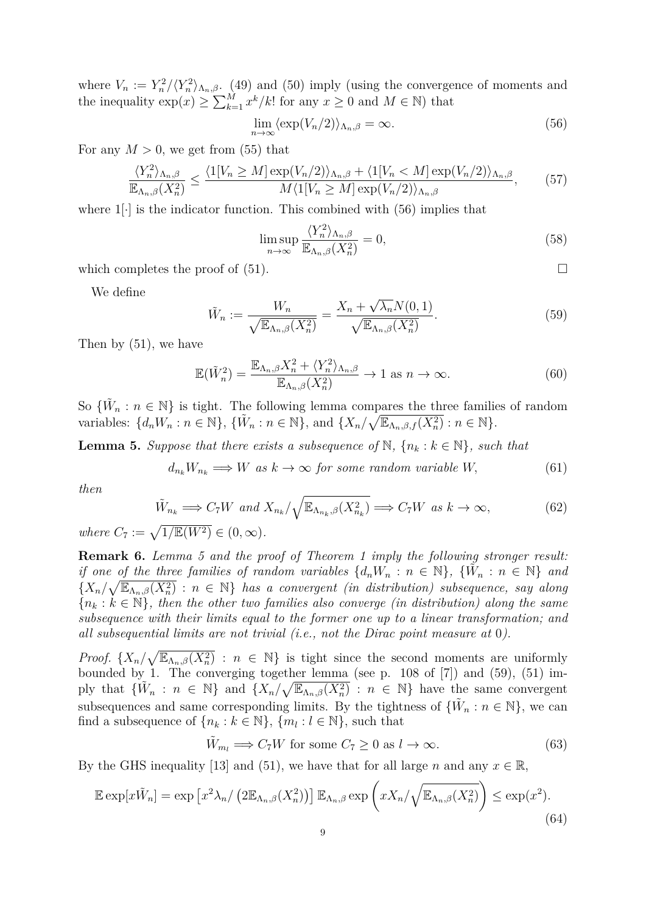where $V_n := Y_n^2/\langle Y_n^2\rangle_{\Lambda_n,\beta}$. (49) and (50) imply (using the convergence of moments and the inequality $\exp(x) \geq \sum_{k=1}^M x^k/k!$ for any $x \geq 0$ and $M \in \mathbb{N}$) that

$$\lim_{n\to\infty} \langle \exp(V_n/2)\rangle_{\Lambda_n,\beta} = \infty. \tag{56}$$

For any $M > 0$, we get from (55) that

$$\frac{\langle Y_n^2\rangle_{\Lambda_n,\beta}}{\mathbb{E}_{\Lambda_n,\beta}(X_n^2)} \leq \frac{\langle 1[V_n \geq M]\exp(V_n/2)\rangle_{\Lambda_n,\beta} + \langle 1[V_n < M]\exp(V_n/2)\rangle_{\Lambda_n,\beta}}{M\langle 1[V_n \geq M]\exp(V_n/2)\rangle_{\Lambda_n,\beta}}, \tag{57}$$

where $1[\cdot]$ is the indicator function. This combined with (56) implies that

$$\limsup_{n\to\infty} \frac{\langle Y_n^2\rangle_{\Lambda_n,\beta}}{\mathbb{E}_{\Lambda_n,\beta}(X_n^2)} = 0, \tag{58}$$

which completes the proof of (51). $\square$

We define

$$\tilde{W}_n := \frac{W_n}{\sqrt{\mathbb{E}_{\Lambda_n,\beta}(X_n^2)}} = \frac{X_n + \sqrt{\lambda_n}N(0,1)}{\sqrt{\mathbb{E}_{\Lambda_n,\beta}(X_n^2)}}. \tag{59}$$

Then by (51), we have

$$\mathbb{E}(\tilde{W}_n^2) = \frac{\mathbb{E}_{\Lambda_n,\beta}X_n^2 + \langle Y_n^2\rangle_{\Lambda_n,\beta}}{\mathbb{E}_{\Lambda_n,\beta}(X_n^2)} \to 1 \text{ as } n \to \infty. \tag{60}$$

So $\{\tilde{W}_n : n \in \mathbb{N}\}$ is tight. The following lemma compares the three families of random variables: $\{d_n W_n : n \in \mathbb{N}\}$, $\{\tilde{W}_n : n \in \mathbb{N}\}$, and $\{X_n/\sqrt{\mathbb{E}_{\Lambda_n,\beta,f}(X_n^2)} : n \in \mathbb{N}\}$.

**Lemma 5.** *Suppose that there exists a subsequence of $\mathbb{N}$, $\{n_k : k \in \mathbb{N}\}$, such that*

$$d_{n_k}W_{n_k} \Longrightarrow W \text{ as } k \to \infty \text{ for some random variable } W, \tag{61}$$

*then*

$$\tilde{W}_{n_k} \Longrightarrow C_7 W \text{ and } X_{n_k}/\sqrt{\mathbb{E}_{\Lambda_{n_k},\beta}(X_{n_k}^2)} \Longrightarrow C_7 W \text{ as } k \to \infty, \tag{62}$$

*where $C_7 := \sqrt{1/\mathbb{E}(W^2)} \in (0,\infty)$.*

**Remark 6.** *Lemma 5 and the proof of Theorem 1 imply the following stronger result: if one of the three families of random variables $\{d_n W_n : n \in \mathbb{N}\}$, $\{\tilde{W}_n : n \in \mathbb{N}\}$ and $\{X_n/\sqrt{\mathbb{E}_{\Lambda_n,\beta}(X_n^2)} : n \in \mathbb{N}\}$ has a convergent (in distribution) subsequence, say along $\{n_k : k \in \mathbb{N}\}$, then the other two families also converge (in distribution) along the same subsequence with their limits equal to the former one up to a linear transformation; and all subsequential limits are not trivial (i.e., not the Dirac point measure at 0).*

*Proof.* $\{X_n/\sqrt{\mathbb{E}_{\Lambda_n,\beta}(X_n^2)} : n \in \mathbb{N}\}$ is tight since the second moments are uniformly bounded by 1. The converging together lemma (see p. 108 of [7]) and (59), (51) imply that $\{\tilde{W}_n : n \in \mathbb{N}\}$ and $\{X_n/\sqrt{\mathbb{E}_{\Lambda_n,\beta}(X_n^2)} : n \in \mathbb{N}\}$ have the same convergent subsequences and same corresponding limits. By the tightness of $\{\tilde{W}_n : n \in \mathbb{N}\}$, we can find a subsequence of $\{n_k : k \in \mathbb{N}\}$, $\{m_l : l \in \mathbb{N}\}$, such that

$$\tilde{W}_{m_l} \Longrightarrow C_7 W \text{ for some } C_7 \geq 0 \text{ as } l \to \infty. \tag{63}$$

By the GHS inequality [13] and (51), we have that for all large $n$ and any $x \in \mathbb{R}$,

$$\mathbb{E}\exp[x\tilde{W}_n] = \exp\left[x^2\lambda_n/\left(2\mathbb{E}_{\Lambda_n,\beta}(X_n^2)\right)\right]\mathbb{E}_{\Lambda_n,\beta}\exp\left(xX_n/\sqrt{\mathbb{E}_{\Lambda_n,\beta}(X_n^2)}\right) \leq \exp(x^2). \tag{64}$$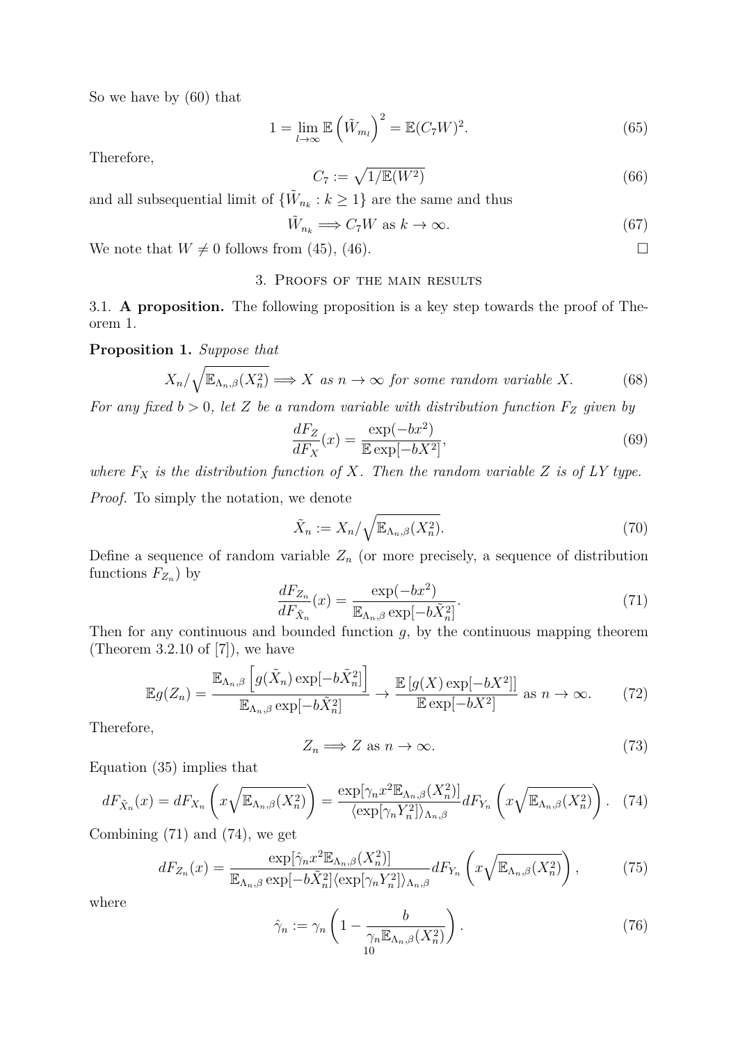So we have by (60) that

$$1 = \lim_{l\to\infty} \mathbb{E}\left(\tilde{W}_{m_l}\right)^2 = \mathbb{E}(C_7 W)^2. \tag{65}$$

Therefore,

$$C_7 := \sqrt{1/\mathbb{E}(W^2)} \tag{66}$$

and all subsequential limit of $\{\tilde{W}_{n_k} : k \geq 1\}$ are the same and thus

$$\tilde{W}_{n_k} \Longrightarrow C_7 W \text{ as } k \to \infty. \tag{67}$$

We note that $W \neq 0$ follows from (45), (46). □

## 3. Proofs of the main results

### 3.1. **A proposition.**

The following proposition is a key step towards the proof of Theorem 1.

**Proposition 1.** *Suppose that*

$$X_n/\sqrt{\mathbb{E}_{\Lambda_n,\beta}(X_n^2)} \Longrightarrow X \text{ as } n \to \infty \text{ for some random variable } X. \tag{68}$$

*For any fixed $b > 0$, let $Z$ be a random variable with distribution function $F_Z$ given by*

$$\frac{dF_Z}{dF_X}(x) = \frac{\exp(-bx^2)}{\mathbb{E}\exp[-bX^2]}, \tag{69}$$

*where $F_X$ is the distribution function of $X$. Then the random variable $Z$ is of LY type.*

*Proof.* To simply the notation, we denote

$$\tilde{X}_n := X_n/\sqrt{\mathbb{E}_{\Lambda_n,\beta}(X_n^2)}. \tag{70}$$

Define a sequence of random variable $Z_n$ (or more precisely, a sequence of distribution functions $F_{Z_n}$) by

$$\frac{dF_{Z_n}}{dF_{\tilde{X}_n}}(x) = \frac{\exp(-bx^2)}{\mathbb{E}_{\Lambda_n,\beta}\exp[-b\tilde{X}_n^2]}. \tag{71}$$

Then for any continuous and bounded function $g$, by the continuous mapping theorem (Theorem 3.2.10 of [7]), we have

$$\mathbb{E}g(Z_n) = \frac{\mathbb{E}_{\Lambda_n,\beta}\left[g(\tilde{X}_n)\exp[-b\tilde{X}_n^2]\right]}{\mathbb{E}_{\Lambda_n,\beta}\exp[-b\tilde{X}_n^2]} \to \frac{\mathbb{E}\left[g(X)\exp[-bX^2]\right]}{\mathbb{E}\exp[-bX^2]} \text{ as } n \to \infty. \tag{72}$$

Therefore,

$$Z_n \Longrightarrow Z \text{ as } n \to \infty. \tag{73}$$

Equation (35) implies that

$$dF_{\tilde{X}_n}(x) = dF_{X_n}\left(x\sqrt{\mathbb{E}_{\Lambda_n,\beta}(X_n^2)}\right) = \frac{\exp[\gamma_n x^2 \mathbb{E}_{\Lambda_n,\beta}(X_n^2)]}{\langle\exp[\gamma_n Y_n^2]\rangle_{\Lambda_n,\beta}} dF_{Y_n}\left(x\sqrt{\mathbb{E}_{\Lambda_n,\beta}(X_n^2)}\right). \tag{74}$$

Combining (71) and (74), we get

$$dF_{Z_n}(x) = \frac{\exp[\hat{\gamma}_n x^2 \mathbb{E}_{\Lambda_n,\beta}(X_n^2)]}{\mathbb{E}_{\Lambda_n,\beta}\exp[-b\tilde{X}_n^2]\langle\exp[\gamma_n Y_n^2]\rangle_{\Lambda_n,\beta}} dF_{Y_n}\left(x\sqrt{\mathbb{E}_{\Lambda_n,\beta}(X_n^2)}\right), \tag{75}$$

where

$$\hat{\gamma}_n := \gamma_n\left(1 - \frac{b}{\gamma_n \mathbb{E}_{\Lambda_n,\beta}(X_n^2)}\right). \tag{76}$$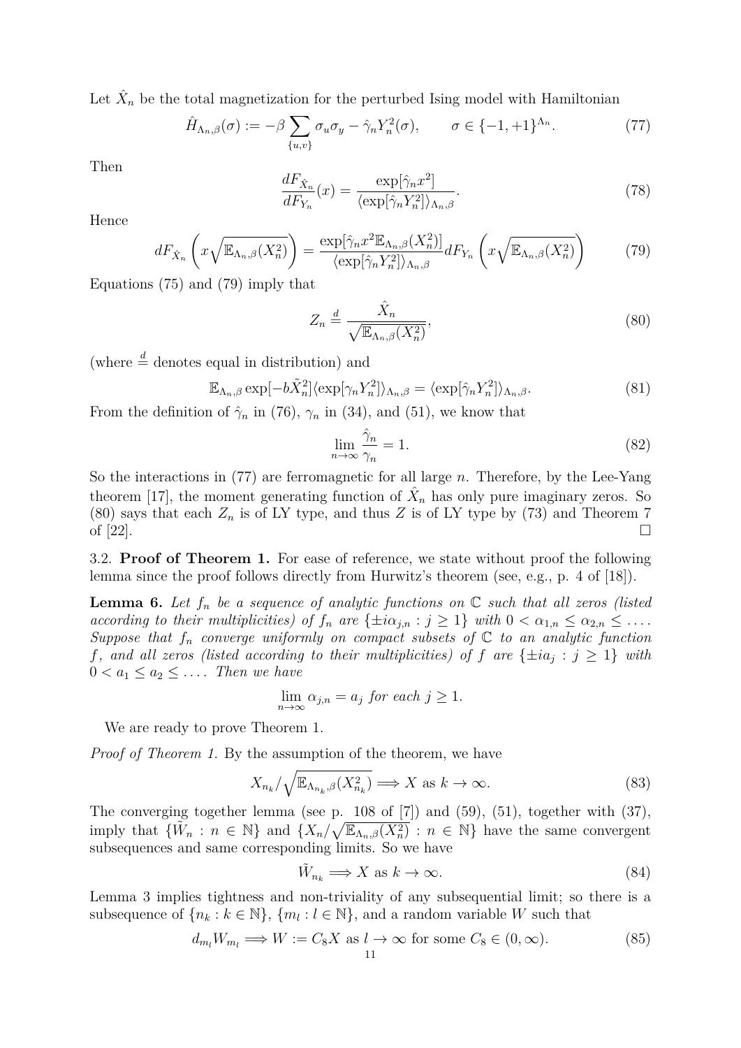Let $\hat{X}_n$ be the total magnetization for the perturbed Ising model with Hamiltonian

$$\hat{H}_{\Lambda_n,\beta}(\sigma) := -\beta \sum_{\{u,v\}} \sigma_u \sigma_y - \hat{\gamma}_n Y_n^2(\sigma), \qquad \sigma \in \{-1,+1\}^{\Lambda_n}. \tag{77}$$

Then

$$\frac{dF_{\hat{X}_n}}{dF_{Y_n}}(x) = \frac{\exp[\hat{\gamma}_n x^2]}{\langle \exp[\hat{\gamma}_n Y_n^2] \rangle_{\Lambda_n,\beta}}. \tag{78}$$

Hence

$$dF_{\hat{X}_n}\left(x\sqrt{\mathbb{E}_{\Lambda_n,\beta}(X_n^2)}\right) = \frac{\exp[\hat{\gamma}_n x^2 \mathbb{E}_{\Lambda_n,\beta}(X_n^2)]}{\langle \exp[\hat{\gamma}_n Y_n^2] \rangle_{\Lambda_n,\beta}} dF_{Y_n}\left(x\sqrt{\mathbb{E}_{\Lambda_n,\beta}(X_n^2)}\right) \tag{79}$$

Equations (75) and (79) imply that

$$Z_n \stackrel{d}{=} \frac{\hat{X}_n}{\sqrt{\mathbb{E}_{\Lambda_n,\beta}(X_n^2)}}, \tag{80}$$

(where $\stackrel{d}{=}$ denotes equal in distribution) and

$$\mathbb{E}_{\Lambda_n,\beta} \exp[-b\tilde{X}_n^2] \langle \exp[\gamma_n Y_n^2] \rangle_{\Lambda_n,\beta} = \langle \exp[\hat{\gamma}_n Y_n^2] \rangle_{\Lambda_n,\beta}. \tag{81}$$

From the definition of $\hat{\gamma}_n$ in (76), $\gamma_n$ in (34), and (51), we know that

$$\lim_{n\to\infty} \frac{\hat{\gamma}_n}{\gamma_n} = 1. \tag{82}$$

So the interactions in (77) are ferromagnetic for all large $n$. Therefore, by the Lee-Yang theorem [17], the moment generating function of $\hat{X}_n$ has only pure imaginary zeros. So (80) says that each $Z_n$ is of LY type, and thus $Z$ is of LY type by (73) and Theorem 7 of [22]. □

3.2. **Proof of Theorem 1.** For ease of reference, we state without proof the following lemma since the proof follows directly from Hurwitz's theorem (see, e.g., p. 4 of [18]).

**Lemma 6.** *Let $f_n$ be a sequence of analytic functions on $\mathbb{C}$ such that all zeros (listed according to their multiplicities) of $f_n$ are $\{\pm i\alpha_{j,n} : j \geq 1\}$ with $0 < \alpha_{1,n} \leq \alpha_{2,n} \leq \dots$. Suppose that $f_n$ converge uniformly on compact subsets of $\mathbb{C}$ to an analytic function $f$, and all zeros (listed according to their multiplicities) of $f$ are $\{\pm i a_j : j \geq 1\}$ with $0 < a_1 \leq a_2 \leq \dots$. Then we have*

$$\lim_{n\to\infty} \alpha_{j,n} = a_j \textit{ for each } j \geq 1.$$

We are ready to prove Theorem 1.

*Proof of Theorem 1.* By the assumption of the theorem, we have

$$X_{n_k} / \sqrt{\mathbb{E}_{\Lambda_{n_k},\beta}(X_{n_k}^2)} \Longrightarrow X \text{ as } k \to \infty. \tag{83}$$

The converging together lemma (see p. 108 of [7]) and (59), (51), together with (37), imply that $\{\tilde{W}_n : n \in \mathbb{N}\}$ and $\{X_n/\sqrt{\mathbb{E}_{\Lambda_n,\beta}(X_n^2)} : n \in \mathbb{N}\}$ have the same convergent subsequences and same corresponding limits. So we have

$$\tilde{W}_{n_k} \Longrightarrow X \text{ as } k \to \infty. \tag{84}$$

Lemma 3 implies tightness and non-triviality of any subsequential limit; so there is a subsequence of $\{n_k : k \in \mathbb{N}\}$, $\{m_l : l \in \mathbb{N}\}$, and a random variable $W$ such that

$$d_{m_l} W_{m_l} \Longrightarrow W := C_8 X \text{ as } l \to \infty \text{ for some } C_8 \in (0,\infty). \tag{85}$$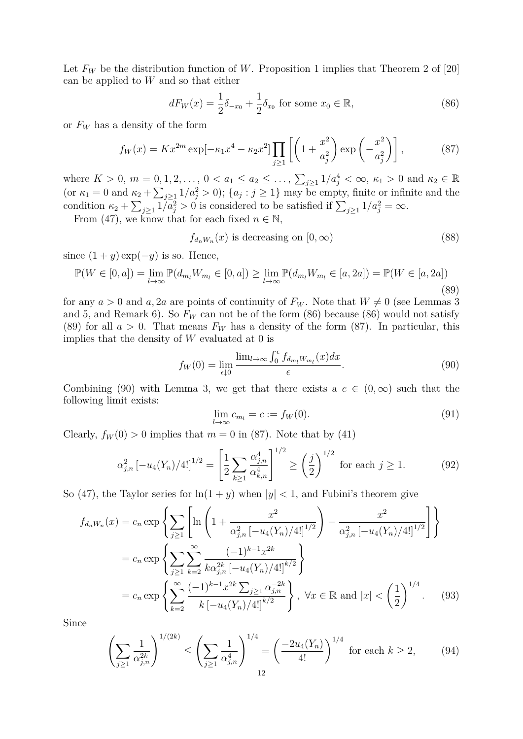Let $F_W$ be the distribution function of $W$. Proposition 1 implies that Theorem 2 of [20] can be applied to $W$ and so that either

$$dF_W(x) = \frac{1}{2}\delta_{-x_0} + \frac{1}{2}\delta_{x_0} \text{ for some } x_0 \in \mathbb{R}, \tag{86}$$

or $F_W$ has a density of the form

$$f_W(x) = Kx^{2m} \exp[-\kappa_1 x^4 - \kappa_2 x^2] \prod_{j\geq 1} \left[ \left(1 + \frac{x^2}{a_j^2}\right) \exp\left(-\frac{x^2}{a_j^2}\right) \right], \tag{87}$$

where $K > 0$, $m = 0, 1, 2, \ldots$, $0 < a_1 \leq a_2 \leq \ldots$, $\sum_{j\geq 1} 1/a_j^4 < \infty$, $\kappa_1 > 0$ and $\kappa_2 \in \mathbb{R}$ (or $\kappa_1 = 0$ and $\kappa_2 + \sum_{j\geq 1} 1/a_j^2 > 0$); $\{a_j : j \geq 1\}$ may be empty, finite or infinite and the condition $\kappa_2 + \sum_{j\geq 1} 1/a_j^2 > 0$ is considered to be satisfied if $\sum_{j\geq 1} 1/a_j^2 = \infty$.

From (47), we know that for each fixed $n \in \mathbb{N}$,

$$f_{d_n W_n}(x) \text{ is decreasing on } [0, \infty) \tag{88}$$

since $(1 + y)\exp(-y)$ is so. Hence,

$$\mathbb{P}(W \in [0, a]) = \lim_{l\to\infty} \mathbb{P}(d_{m_l} W_{m_l} \in [0, a]) \geq \lim_{l\to\infty} \mathbb{P}(d_{m_l} W_{m_l} \in [a, 2a]) = \mathbb{P}(W \in [a, 2a]) \tag{89}$$

for any $a > 0$ and $a, 2a$ are points of continuity of $F_W$. Note that $W \neq 0$ (see Lemmas 3 and 5, and Remark 6). So $F_W$ can not be of the form (86) because (86) would not satisfy (89) for all $a > 0$. That means $F_W$ has a density of the form (87). In particular, this implies that the density of $W$ evaluated at 0 is

$$f_W(0) = \lim_{\epsilon\downarrow 0} \frac{\lim_{l\to\infty} \int_0^\epsilon f_{d_{m_l} W_{m_l}}(x)dx}{\epsilon}. \tag{90}$$

Combining (90) with Lemma 3, we get that there exists a $c \in (0, \infty)$ such that the following limit exists:

$$\lim_{l\to\infty} c_{m_l} = c := f_W(0). \tag{91}$$

Clearly, $f_W(0) > 0$ implies that $m = 0$ in (87). Note that by (41)

$$\alpha_{j,n}^2 \left[-u_4(Y_n)/4!\right]^{1/2} = \left[\frac{1}{2} \sum_{k\geq 1} \frac{\alpha_{j,n}^4}{\alpha_{k,n}^4}\right]^{1/2} \geq \left(\frac{j}{2}\right)^{1/2} \text{ for each } j \geq 1. \tag{92}$$

So (47), the Taylor series for $\ln(1 + y)$ when $|y| < 1$, and Fubini's theorem give

$$\begin{aligned}
f_{d_n W_n}(x) &= c_n \exp\left\{ \sum_{j\geq 1} \left[ \ln\left(1 + \frac{x^2}{\alpha_{j,n}^2 \left[-u_4(Y_n)/4!\right]^{1/2}}\right) - \frac{x^2}{\alpha_{j,n}^2 \left[-u_4(Y_n)/4!\right]^{1/2}} \right] \right\} \\
&= c_n \exp\left\{ \sum_{j\geq 1} \sum_{k=2}^{\infty} \frac{(-1)^{k-1} x^{2k}}{k\alpha_{j,n}^{2k} \left[-u_4(Y_n)/4!\right]^{k/2}} \right\} \\
&= c_n \exp\left\{ \sum_{k=2}^{\infty} \frac{(-1)^{k-1} x^{2k} \sum_{j\geq 1} \alpha_{j,n}^{-2k}}{k \left[-u_4(Y_n)/4!\right]^{k/2}} \right\}, \ \forall x \in \mathbb{R} \text{ and } |x| < \left(\frac{1}{2}\right)^{1/4}.
\end{aligned} \tag{93}$$

Since

$$\left( \sum_{j\geq 1} \frac{1}{\alpha_{j,n}^{2k}} \right)^{1/(2k)} \leq \left( \sum_{j\geq 1} \frac{1}{\alpha_{j,n}^4} \right)^{1/4} = \left( \frac{-2u_4(Y_n)}{4!} \right)^{1/4} \text{ for each } k \geq 2, \tag{94}$$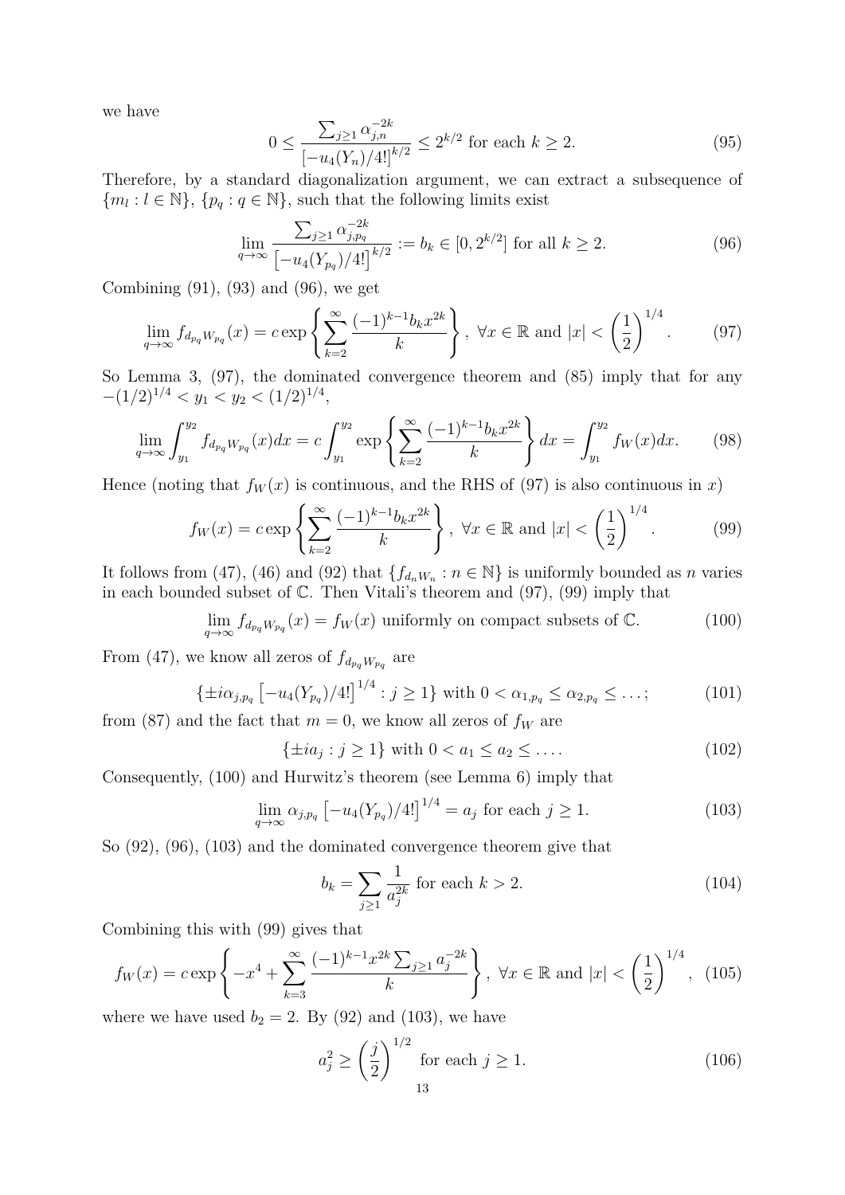we have

$$0 \leq \frac{\sum_{j\geq 1} \alpha_{j,n}^{-2k}}{\left[-u_4(Y_n)/4!\right]^{k/2}} \leq 2^{k/2} \text{ for each } k \geq 2. \tag{95}$$

Therefore, by a standard diagonalization argument, we can extract a subsequence of $\{m_l : l \in \mathbb{N}\}$, $\{p_q : q \in \mathbb{N}\}$, such that the following limits exist

$$\lim_{q\to\infty} \frac{\sum_{j\geq 1} \alpha_{j,p_q}^{-2k}}{\left[-u_4(Y_{p_q})/4!\right]^{k/2}} := b_k \in [0, 2^{k/2}] \text{ for all } k \geq 2. \tag{96}$$

Combining (91), (93) and (96), we get

$$\lim_{q\to\infty} f_{d_{p_q}W_{p_q}}(x) = c \exp\left\{ \sum_{k=2}^{\infty} \frac{(-1)^{k-1} b_k x^{2k}}{k} \right\}, \ \forall x \in \mathbb{R} \text{ and } |x| < \left(\frac{1}{2}\right)^{1/4}. \tag{97}$$

So Lemma 3, (97), the dominated convergence theorem and (85) imply that for any $-(1/2)^{1/4} < y_1 < y_2 < (1/2)^{1/4}$,

$$\lim_{q\to\infty} \int_{y_1}^{y_2} f_{d_{p_q}W_{p_q}}(x)dx = c\int_{y_1}^{y_2} \exp\left\{ \sum_{k=2}^{\infty} \frac{(-1)^{k-1} b_k x^{2k}}{k} \right\} dx = \int_{y_1}^{y_2} f_W(x)dx. \tag{98}$$

Hence (noting that $f_W(x)$ is continuous, and the RHS of (97) is also continuous in $x$)

$$f_W(x) = c \exp\left\{ \sum_{k=2}^{\infty} \frac{(-1)^{k-1} b_k x^{2k}}{k} \right\}, \ \forall x \in \mathbb{R} \text{ and } |x| < \left(\frac{1}{2}\right)^{1/4}. \tag{99}$$

It follows from (47), (46) and (92) that $\{f_{d_nW_n} : n \in \mathbb{N}\}$ is uniformly bounded as $n$ varies in each bounded subset of $\mathbb{C}$. Then Vitali's theorem and (97), (99) imply that

$$\lim_{q\to\infty} f_{d_{p_q}W_{p_q}}(x) = f_W(x) \text{ uniformly on compact subsets of } \mathbb{C}. \tag{100}$$

From (47), we know all zeros of $f_{d_{p_q}W_{p_q}}$ are

$$\{\pm i\alpha_{j,p_q}\left[-u_4(Y_{p_q})/4!\right]^{1/4} : j \geq 1\} \text{ with } 0 < \alpha_{1,p_q} \leq \alpha_{2,p_q} \leq \ldots; \tag{101}$$

from (87) and the fact that $m = 0$, we know all zeros of $f_W$ are

$$\{\pm ia_j : j \geq 1\} \text{ with } 0 < a_1 \leq a_2 \leq \ldots. \tag{102}$$

Consequently, (100) and Hurwitz's theorem (see Lemma 6) imply that

$$\lim_{q\to\infty} \alpha_{j,p_q}\left[-u_4(Y_{p_q})/4!\right]^{1/4} = a_j \text{ for each } j \geq 1. \tag{103}$$

So (92), (96), (103) and the dominated convergence theorem give that

$$b_k = \sum_{j\geq 1} \frac{1}{a_j^{2k}} \text{ for each } k > 2. \tag{104}$$

Combining this with (99) gives that

$$f_W(x) = c \exp\left\{ -x^4 + \sum_{k=3}^{\infty} \frac{(-1)^{k-1} x^{2k} \sum_{j\geq 1} a_j^{-2k}}{k} \right\}, \ \forall x \in \mathbb{R} \text{ and } |x| < \left(\frac{1}{2}\right)^{1/4}, \tag{105}$$

where we have used $b_2 = 2$. By (92) and (103), we have

$$a_j^2 \geq \left(\frac{j}{2}\right)^{1/2} \text{ for each } j \geq 1. \tag{106}$$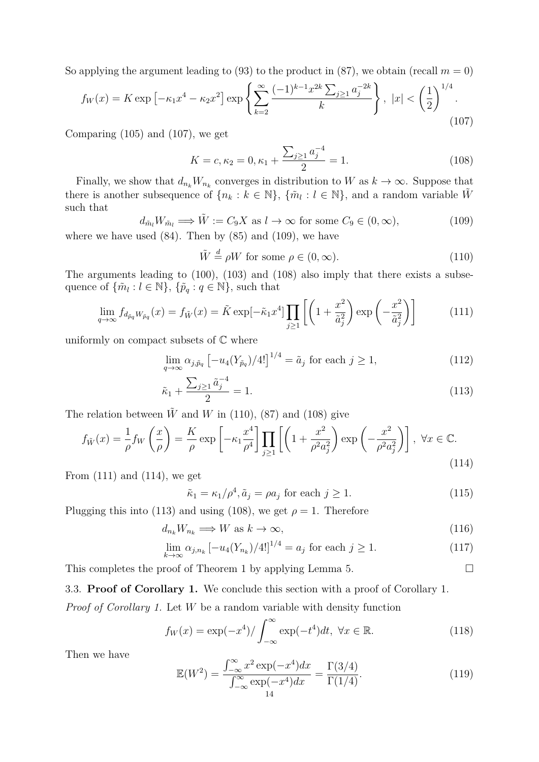So applying the argument leading to (93) to the product in (87), we obtain (recall $m = 0$)

$$f_W(x) = K \exp\left[-\kappa_1 x^4 - \kappa_2 x^2\right] \exp\left\{ \sum_{k=2}^{\infty} \frac{(-1)^{k-1} x^{2k} \sum_{j\geq 1} a_j^{-2k}}{k} \right\}, \ |x| < \left(\frac{1}{2}\right)^{1/4}. \tag{107}$$

Comparing (105) and (107), we get

$$K = c, \kappa_2 = 0, \kappa_1 + \frac{\sum_{j\geq 1} a_j^{-4}}{2} = 1. \tag{108}$$

Finally, we show that $d_{n_k} W_{n_k}$ converges in distribution to $W$ as $k \to \infty$. Suppose that there is another subsequence of $\{n_k : k \in \mathbb{N}\}$, $\{\tilde{m}_l : l \in \mathbb{N}\}$, and a random variable $\tilde{W}$ such that

$$d_{\tilde{m}_l} W_{\tilde{m}_l} \Longrightarrow \tilde{W} := C_9 X \text{ as } l \to \infty \text{ for some } C_9 \in (0, \infty), \tag{109}$$

where we have used (84). Then by (85) and (109), we have

$$\tilde{W} \overset{d}{=} \rho W \text{ for some } \rho \in (0, \infty). \tag{110}$$

The arguments leading to (100), (103) and (108) also imply that there exists a subsequence of $\{\tilde{m}_l : l \in \mathbb{N}\}$, $\{\tilde{p}_q : q \in \mathbb{N}\}$, such that

$$\lim_{q\to\infty} f_{d_{\tilde{p}_q} W_{\tilde{p}_q}}(x) = f_{\tilde{W}}(x) = \tilde{K} \exp[-\tilde{\kappa}_1 x^4] \prod_{j\geq 1} \left[ \left(1 + \frac{x^2}{\tilde{a}_j^2}\right) \exp\left(-\frac{x^2}{\tilde{a}_j^2}\right) \right] \tag{111}$$

uniformly on compact subsets of $\mathbb{C}$ where

$$\lim_{q\to\infty} \alpha_{j,\tilde{p}_q} \left[-u_4(Y_{\tilde{p}_q})/4!\right]^{1/4} = \tilde{a}_j \text{ for each } j \geq 1, \tag{112}$$

$$\tilde{\kappa}_1 + \frac{\sum_{j\geq 1} \tilde{a}_j^{-4}}{2} = 1. \tag{113}$$

The relation between $\tilde{W}$ and $W$ in (110), (87) and (108) give

$$f_{\tilde{W}}(x) = \frac{1}{\rho} f_W\left(\frac{x}{\rho}\right) = \frac{K}{\rho} \exp\left[-\kappa_1 \frac{x^4}{\rho^4}\right] \prod_{j\geq 1} \left[ \left(1 + \frac{x^2}{\rho^2 a_j^2}\right) \exp\left(-\frac{x^2}{\rho^2 a_j^2}\right) \right], \ \forall x \in \mathbb{C}. \tag{114}$$

From (111) and (114), we get

$$\tilde{\kappa}_1 = \kappa_1/\rho^4, \tilde{a}_j = \rho a_j \text{ for each } j \geq 1. \tag{115}$$

Plugging this into (113) and using (108), we get $\rho = 1$. Therefore

$$d_{n_k} W_{n_k} \Longrightarrow W \text{ as } k \to \infty, \tag{116}$$

$$\lim_{k\to\infty} \alpha_{j,n_k} \left[-u_4(Y_{n_k})/4!\right]^{1/4} = a_j \text{ for each } j \geq 1. \tag{117}$$

This completes the proof of Theorem 1 by applying Lemma 5. $\square$

3.3. **Proof of Corollary 1.** We conclude this section with a proof of Corollary 1.

*Proof of Corollary 1.* Let $W$ be a random variable with density function

$$f_W(x) = \exp(-x^4) / \int_{-\infty}^{\infty} \exp(-t^4) dt, \ \forall x \in \mathbb{R}. \tag{118}$$

Then we have

$$\mathbb{E}(W^2) = \frac{\int_{-\infty}^{\infty} x^2 \exp(-x^4) dx}{\int_{-\infty}^{\infty} \exp(-x^4) dx} = \frac{\Gamma(3/4)}{\Gamma(1/4)}. \tag{119}$$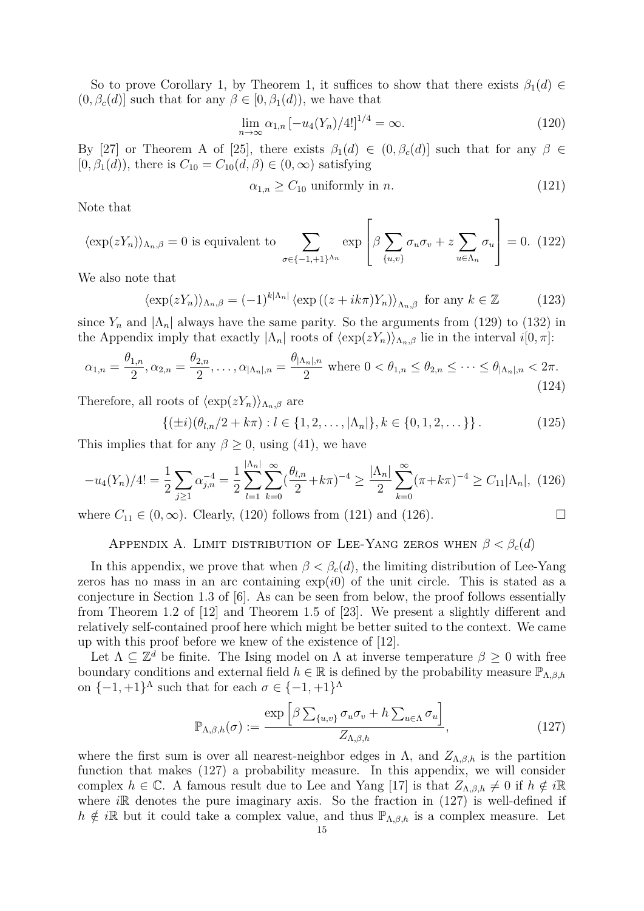So to prove Corollary 1, by Theorem 1, it suffices to show that there exists $\beta_1(d) \in (0, \beta_c(d)]$ such that for any $\beta \in [0, \beta_1(d))$, we have that

$$\lim_{n\to\infty} \alpha_{1,n} \left[-u_4(Y_n)/4!\right]^{1/4} = \infty. \tag{120}$$

By [27] or Theorem A of [25], there exists $\beta_1(d) \in (0, \beta_c(d)]$ such that for any $\beta \in [0, \beta_1(d))$, there is $C_{10} = C_{10}(d, \beta) \in (0, \infty)$ satisfying

$$\alpha_{1,n} \geq C_{10} \text{ uniformly in } n. \tag{121}$$

Note that

$$\langle \exp(zY_n)\rangle_{\Lambda_n,\beta} = 0 \text{ is equivalent to } \sum_{\sigma\in\{-1,+1\}^{\Lambda_n}} \exp\left[\beta \sum_{\{u,v\}} \sigma_u\sigma_v + z\sum_{u\in\Lambda_n}\sigma_u\right] = 0. \tag{122}$$

We also note that

$$\langle \exp(zY_n)\rangle_{\Lambda_n,\beta} = (-1)^{k|\Lambda_n|} \left\langle \exp\left((z + ik\pi)Y_n\right)\right\rangle_{\Lambda_n,\beta} \text{ for any } k \in \mathbb{Z} \tag{123}$$

since $Y_n$ and $|\Lambda_n|$ always have the same parity. So the arguments from (129) to (132) in the Appendix imply that exactly $|\Lambda_n|$ roots of $\langle \exp(zY_n)\rangle_{\Lambda_n,\beta}$ lie in the interval $i[0, \pi]$:

$$\alpha_{1,n} = \frac{\theta_{1,n}}{2}, \alpha_{2,n} = \frac{\theta_{2,n}}{2}, \ldots, \alpha_{|\Lambda_n|,n} = \frac{\theta_{|\Lambda_n|,n}}{2} \text{ where } 0 < \theta_{1,n} \leq \theta_{2,n} \leq \cdots \leq \theta_{|\Lambda_n|,n} < 2\pi. \tag{124}$$

Therefore, all roots of $\langle \exp(zY_n)\rangle_{\Lambda_n,\beta}$ are

$$\left\{(\pm i)(\theta_{l,n}/2 + k\pi) : l \in \{1, 2, \ldots, |\Lambda_n|\}, k \in \{0, 1, 2, \ldots\}\right\}. \tag{125}$$

This implies that for any $\beta \geq 0$, using (41), we have

$$-u_4(Y_n)/4! = \frac{1}{2}\sum_{j\geq 1} \alpha_{j,n}^{-4} = \frac{1}{2}\sum_{l=1}^{|\Lambda_n|}\sum_{k=0}^{\infty} (\frac{\theta_{l,n}}{2} + k\pi)^{-4} \geq \frac{|\Lambda_n|}{2}\sum_{k=0}^{\infty}(\pi + k\pi)^{-4} \geq C_{11}|\Lambda_n|, \tag{126}$$

where $C_{11} \in (0, \infty)$. Clearly, (120) follows from (121) and (126). $\square$

## Appendix A. Limit distribution of Lee-Yang zeros when $\beta < \beta_c(d)$

In this appendix, we prove that when $\beta < \beta_c(d)$, the limiting distribution of Lee-Yang zeros has no mass in an arc containing $\exp(i0)$ of the unit circle. This is stated as a conjecture in Section 1.3 of [6]. As can be seen from below, the proof follows essentially from Theorem 1.2 of [12] and Theorem 1.5 of [23]. We present a slightly different and relatively self-contained proof here which might be better suited to the context. We came up with this proof before we knew of the existence of [12].

Let $\Lambda \subseteq \mathbb{Z}^d$ be finite. The Ising model on $\Lambda$ at inverse temperature $\beta \geq 0$ with free boundary conditions and external field $h \in \mathbb{R}$ is defined by the probability measure $\mathbb{P}_{\Lambda,\beta,h}$ on $\{-1, +1\}^\Lambda$ such that for each $\sigma \in \{-1, +1\}^\Lambda$

$$\mathbb{P}_{\Lambda,\beta,h}(\sigma) := \frac{\exp\left[\beta \sum_{\{u,v\}} \sigma_u\sigma_v + h\sum_{u\in\Lambda}\sigma_u\right]}{Z_{\Lambda,\beta,h}}, \tag{127}$$

where the first sum is over all nearest-neighbor edges in $\Lambda$, and $Z_{\Lambda,\beta,h}$ is the partition function that makes (127) a probability measure. In this appendix, we will consider complex $h \in \mathbb{C}$. A famous result due to Lee and Yang [17] is that $Z_{\Lambda,\beta,h} \neq 0$ if $h \notin i\mathbb{R}$ where $i\mathbb{R}$ denotes the pure imaginary axis. So the fraction in (127) is well-defined if $h \notin i\mathbb{R}$ but it could take a complex value, and thus $\mathbb{P}_{\Lambda,\beta,h}$ is a complex measure. Let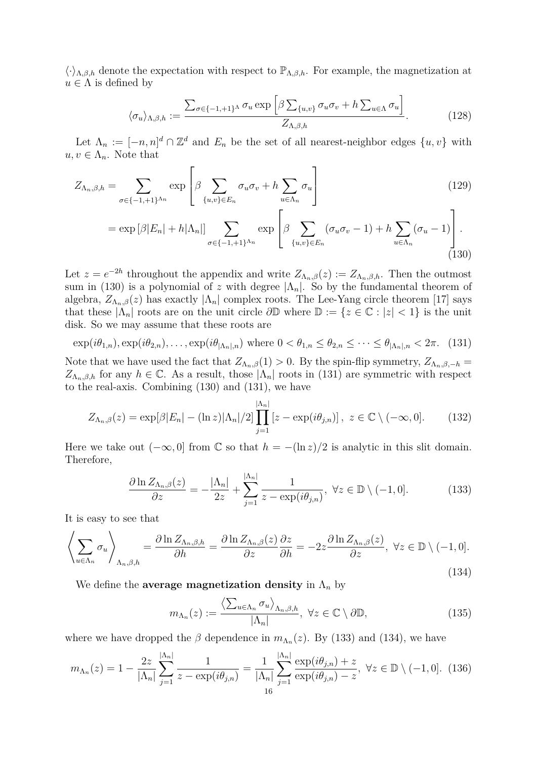$\langle\cdot\rangle_{\Lambda,\beta,h}$ denote the expectation with respect to $\mathbb{P}_{\Lambda,\beta,h}$. For example, the magnetization at $u \in \Lambda$ is defined by

$$\langle \sigma_u \rangle_{\Lambda,\beta,h} := \frac{\sum_{\sigma\in\{-1,+1\}^\Lambda} \sigma_u \exp\left[\beta \sum_{\{u,v\}} \sigma_u\sigma_v + h\sum_{u\in\Lambda}\sigma_u\right]}{Z_{\Lambda,\beta,h}}. \tag{128}$$

Let $\Lambda_n := [-n,n]^d \cap \mathbb{Z}^d$ and $E_n$ be the set of all nearest-neighbor edges $\{u,v\}$ with $u,v\in\Lambda_n$. Note that

$$\begin{aligned} Z_{\Lambda_n,\beta,h} &= \sum_{\sigma\in\{-1,+1\}^{\Lambda_n}} \exp\left[\beta \sum_{\{u,v\}\in E_n} \sigma_u\sigma_v + h\sum_{u\in\Lambda_n}\sigma_u\right] &(129)\\ &= \exp\left[\beta|E_n| + h|\Lambda_n|\right] \sum_{\sigma\in\{-1,+1\}^{\Lambda_n}} \exp\left[\beta \sum_{\{u,v\}\in E_n} (\sigma_u\sigma_v - 1) + h\sum_{u\in\Lambda_n}(\sigma_u - 1)\right]. &(130)\end{aligned}$$

Let $z = e^{-2h}$ throughout the appendix and write $Z_{\Lambda_n,\beta}(z) := Z_{\Lambda_n,\beta,h}$. Then the outmost sum in (130) is a polynomial of $z$ with degree $|\Lambda_n|$. So by the fundamental theorem of algebra, $Z_{\Lambda_n,\beta}(z)$ has exactly $|\Lambda_n|$ complex roots. The Lee-Yang circle theorem [17] says that these $|\Lambda_n|$ roots are on the unit circle $\partial\mathbb{D}$ where $\mathbb{D} := \{z\in\mathbb{C} : |z| < 1\}$ is the unit disk. So we may assume that these roots are

$$\exp(i\theta_{1,n}), \exp(i\theta_{2,n}), \ldots, \exp(i\theta_{|\Lambda_n|,n}) \text{ where } 0 < \theta_{1,n} \le \theta_{2,n} \le \cdots \le \theta_{|\Lambda_n|,n} < 2\pi. \tag{131}$$

Note that we have used the fact that $Z_{\Lambda_n,\beta}(1) > 0$. By the spin-flip symmetry, $Z_{\Lambda_n,\beta,-h} = Z_{\Lambda_n,\beta,h}$ for any $h\in\mathbb{C}$. As a result, those $|\Lambda_n|$ roots in (131) are symmetric with respect to the real-axis. Combining (130) and (131), we have

$$Z_{\Lambda_n,\beta}(z) = \exp[\beta|E_n| - (\ln z)|\Lambda_n|/2] \prod_{j=1}^{|\Lambda_n|} \left[z - \exp(i\theta_{j,n})\right],\ z\in\mathbb{C}\setminus(-\infty,0]. \tag{132}$$

Here we take out $(-\infty,0]$ from $\mathbb{C}$ so that $h = -(\ln z)/2$ is analytic in this slit domain. Therefore,

$$\frac{\partial \ln Z_{\Lambda_n,\beta}(z)}{\partial z} = -\frac{|\Lambda_n|}{2z} + \sum_{j=1}^{|\Lambda_n|} \frac{1}{z - \exp(i\theta_{j,n})},\ \forall z\in\mathbb{D}\setminus(-1,0]. \tag{133}$$

It is easy to see that

$$\left\langle \sum_{u\in\Lambda_n}\sigma_u \right\rangle_{\Lambda_n,\beta,h} = \frac{\partial \ln Z_{\Lambda_n,\beta,h}}{\partial h} = \frac{\partial \ln Z_{\Lambda_n,\beta}(z)}{\partial z}\frac{\partial z}{\partial h} = -2z\frac{\partial \ln Z_{\Lambda_n,\beta}(z)}{\partial z},\ \forall z\in\mathbb{D}\setminus(-1,0]. \tag{134}$$

We define the **average magnetization density** in $\Lambda_n$ by

$$m_{\Lambda_n}(z) := \frac{\left\langle \sum_{u\in\Lambda_n}\sigma_u \right\rangle_{\Lambda_n,\beta,h}}{|\Lambda_n|},\ \forall z\in\mathbb{C}\setminus\partial\mathbb{D}, \tag{135}$$

where we have dropped the $\beta$ dependence in $m_{\Lambda_n}(z)$. By (133) and (134), we have

$$m_{\Lambda_n}(z) = 1 - \frac{2z}{|\Lambda_n|}\sum_{j=1}^{|\Lambda_n|}\frac{1}{z - \exp(i\theta_{j,n})} = \frac{1}{|\Lambda_n|}\sum_{j=1}^{|\Lambda_n|}\frac{\exp(i\theta_{j,n}) + z}{\exp(i\theta_{j,n}) - z},\ \forall z\in\mathbb{D}\setminus(-1,0]. \tag{136}$$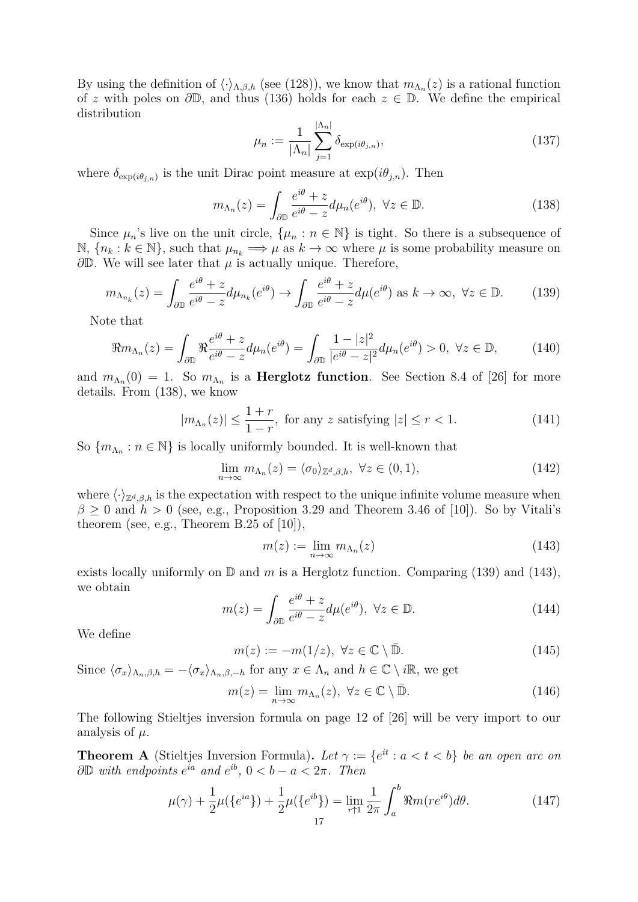By using the definition of $\langle\cdot\rangle_{\Lambda,\beta,h}$ (see (128)), we know that $m_{\Lambda_n}(z)$ is a rational function of $z$ with poles on $\partial\mathbb{D}$, and thus (136) holds for each $z \in \mathbb{D}$. We define the empirical distribution

$$\mu_n := \frac{1}{|\Lambda_n|}\sum_{j=1}^{|\Lambda_n|} \delta_{\exp(i\theta_{j,n})}, \tag{137}$$

where $\delta_{\exp(i\theta_{j,n})}$ is the unit Dirac point measure at $\exp(i\theta_{j,n})$. Then

$$m_{\Lambda_n}(z) = \int_{\partial\mathbb{D}} \frac{e^{i\theta}+z}{e^{i\theta}-z} d\mu_n(e^{i\theta}), \ \forall z \in \mathbb{D}. \tag{138}$$

Since $\mu_n$'s live on the unit circle, $\{\mu_n : n \in \mathbb{N}\}$ is tight. So there is a subsequence of $\mathbb{N}$, $\{n_k : k \in \mathbb{N}\}$, such that $\mu_{n_k} \Longrightarrow \mu$ as $k \to \infty$ where $\mu$ is some probability measure on $\partial\mathbb{D}$. We will see later that $\mu$ is actually unique. Therefore,

$$m_{\Lambda_{n_k}}(z) = \int_{\partial\mathbb{D}} \frac{e^{i\theta}+z}{e^{i\theta}-z} d\mu_{n_k}(e^{i\theta}) \to \int_{\partial\mathbb{D}} \frac{e^{i\theta}+z}{e^{i\theta}-z} d\mu(e^{i\theta}) \text{ as } k \to \infty, \ \forall z \in \mathbb{D}. \tag{139}$$

Note that

$$\Re m_{\Lambda_n}(z) = \int_{\partial\mathbb{D}} \Re\frac{e^{i\theta}+z}{e^{i\theta}-z} d\mu_n(e^{i\theta}) = \int_{\partial\mathbb{D}} \frac{1-|z|^2}{|e^{i\theta}-z|^2} d\mu_n(e^{i\theta}) > 0, \ \forall z \in \mathbb{D}, \tag{140}$$

and $m_{\Lambda_n}(0) = 1$. So $m_{\Lambda_n}$ is a **Herglotz function**. See Section 8.4 of [26] for more details. From (138), we know

$$|m_{\Lambda_n}(z)| \leq \frac{1+r}{1-r}, \text{ for any } z \text{ satisfying } |z| \leq r < 1. \tag{141}$$

So $\{m_{\Lambda_n} : n \in \mathbb{N}\}$ is locally uniformly bounded. It is well-known that

$$\lim_{n\to\infty} m_{\Lambda_n}(z) = \langle\sigma_0\rangle_{\mathbb{Z}^d,\beta,h}, \ \forall z \in (0,1), \tag{142}$$

where $\langle\cdot\rangle_{\mathbb{Z}^d,\beta,h}$ is the expectation with respect to the unique infinite volume measure when $\beta \geq 0$ and $h > 0$ (see, e.g., Proposition 3.29 and Theorem 3.46 of [10]). So by Vitali's theorem (see, e.g., Theorem B.25 of [10]),

$$m(z) := \lim_{n\to\infty} m_{\Lambda_n}(z) \tag{143}$$

exists locally uniformly on $\mathbb{D}$ and $m$ is a Herglotz function. Comparing (139) and (143), we obtain

$$m(z) = \int_{\partial\mathbb{D}} \frac{e^{i\theta}+z}{e^{i\theta}-z} d\mu(e^{i\theta}), \ \forall z \in \mathbb{D}. \tag{144}$$

We define

$$m(z) := -m(1/z), \ \forall z \in \mathbb{C}\setminus\bar{\mathbb{D}}. \tag{145}$$

Since $\langle\sigma_x\rangle_{\Lambda_n,\beta,h} = -\langle\sigma_x\rangle_{\Lambda_n,\beta,-h}$ for any $x \in \Lambda_n$ and $h \in \mathbb{C}\setminus i\mathbb{R}$, we get

$$m(z) = \lim_{n\to\infty} m_{\Lambda_n}(z), \ \forall z \in \mathbb{C}\setminus\bar{\mathbb{D}}. \tag{146}$$

The following Stieltjes inversion formula on page 12 of [26] will be very import to our analysis of $\mu$.

**Theorem A** (Stieltjes Inversion Formula)**.** *Let $\gamma := \{e^{it} : a < t < b\}$ be an open arc on $\partial\mathbb{D}$ with endpoints $e^{ia}$ and $e^{ib}$, $0 < b-a < 2\pi$. Then*

$$\mu(\gamma) + \frac{1}{2}\mu(\{e^{ia}\}) + \frac{1}{2}\mu(\{e^{ib}\}) = \lim_{r\uparrow 1}\frac{1}{2\pi}\int_a^b \Re m(re^{i\theta})d\theta. \tag{147}$$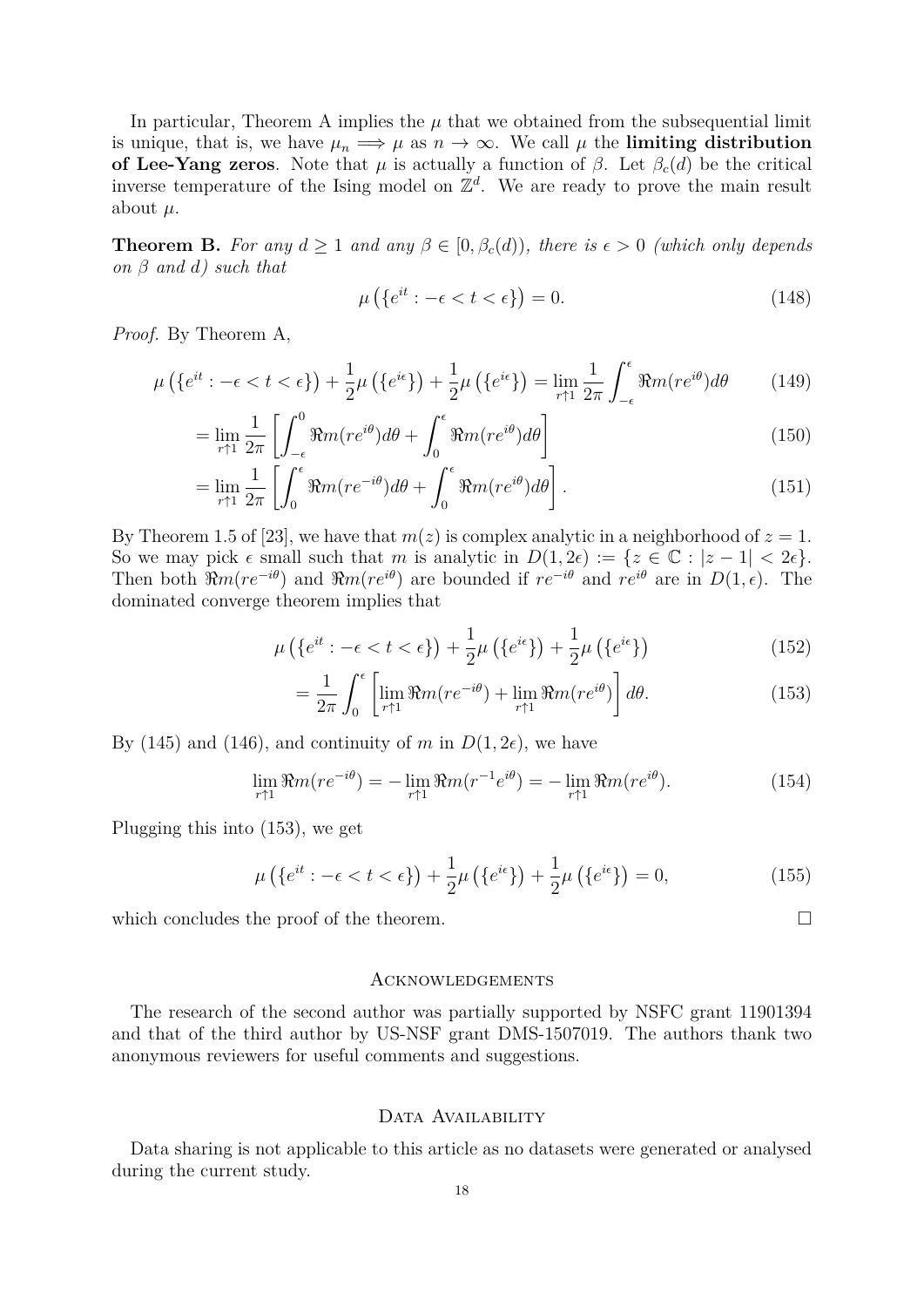In particular, Theorem A implies the $\mu$ that we obtained from the subsequential limit is unique, that is, we have $\mu_n \Longrightarrow \mu$ as $n \to \infty$. We call $\mu$ the **limiting distribution of Lee-Yang zeros**. Note that $\mu$ is actually a function of $\beta$. Let $\beta_c(d)$ be the critical inverse temperature of the Ising model on $\mathbb{Z}^d$. We are ready to prove the main result about $\mu$.

**Theorem B.** *For any $d \geq 1$ and any $\beta \in [0, \beta_c(d))$, there is $\epsilon > 0$ (which only depends on $\beta$ and $d$) such that*

$$\mu\left(\{e^{it} : -\epsilon < t < \epsilon\}\right) = 0. \tag{148}$$

*Proof.* By Theorem A,

$$\mu\left(\{e^{it} : -\epsilon < t < \epsilon\}\right) + \frac{1}{2}\mu\left(\{e^{i\epsilon}\}\right) + \frac{1}{2}\mu\left(\{e^{i\epsilon}\}\right) = \lim_{r\uparrow 1} \frac{1}{2\pi} \int_{-\epsilon}^{\epsilon} \Re m(re^{i\theta}) d\theta \tag{149}$$

$$= \lim_{r\uparrow 1} \frac{1}{2\pi} \left[\int_{-\epsilon}^{0} \Re m(re^{i\theta}) d\theta + \int_{0}^{\epsilon} \Re m(re^{i\theta}) d\theta\right] \tag{150}$$

$$= \lim_{r\uparrow 1} \frac{1}{2\pi} \left[\int_{0}^{\epsilon} \Re m(re^{-i\theta}) d\theta + \int_{0}^{\epsilon} \Re m(re^{i\theta}) d\theta\right]. \tag{151}$$

By Theorem 1.5 of [23], we have that $m(z)$ is complex analytic in a neighborhood of $z = 1$. So we may pick $\epsilon$ small such that $m$ is analytic in $D(1, 2\epsilon) := \{z \in \mathbb{C} : |z - 1| < 2\epsilon\}$. Then both $\Re m(re^{-i\theta})$ and $\Re m(re^{i\theta})$ are bounded if $re^{-i\theta}$ and $re^{i\theta}$ are in $D(1, \epsilon)$. The dominated converge theorem implies that

$$\mu\left(\{e^{it} : -\epsilon < t < \epsilon\}\right) + \frac{1}{2}\mu\left(\{e^{i\epsilon}\}\right) + \frac{1}{2}\mu\left(\{e^{i\epsilon}\}\right) \tag{152}$$

$$= \frac{1}{2\pi} \int_{0}^{\epsilon} \left[\lim_{r\uparrow 1} \Re m(re^{-i\theta}) + \lim_{r\uparrow 1} \Re m(re^{i\theta})\right] d\theta. \tag{153}$$

By (145) and (146), and continuity of $m$ in $D(1, 2\epsilon)$, we have

$$\lim_{r\uparrow 1} \Re m(re^{-i\theta}) = -\lim_{r\uparrow 1} \Re m(r^{-1}e^{i\theta}) = -\lim_{r\uparrow 1} \Re m(re^{i\theta}). \tag{154}$$

Plugging this into (153), we get

$$\mu\left(\{e^{it} : -\epsilon < t < \epsilon\}\right) + \frac{1}{2}\mu\left(\{e^{i\epsilon}\}\right) + \frac{1}{2}\mu\left(\{e^{i\epsilon}\}\right) = 0, \tag{155}$$

which concludes the proof of the theorem. $\square$

## Acknowledgements

The research of the second author was partially supported by NSFC grant 11901394 and that of the third author by US-NSF grant DMS-1507019. The authors thank two anonymous reviewers for useful comments and suggestions.

## Data Availability

Data sharing is not applicable to this article as no datasets were generated or analysed during the current study.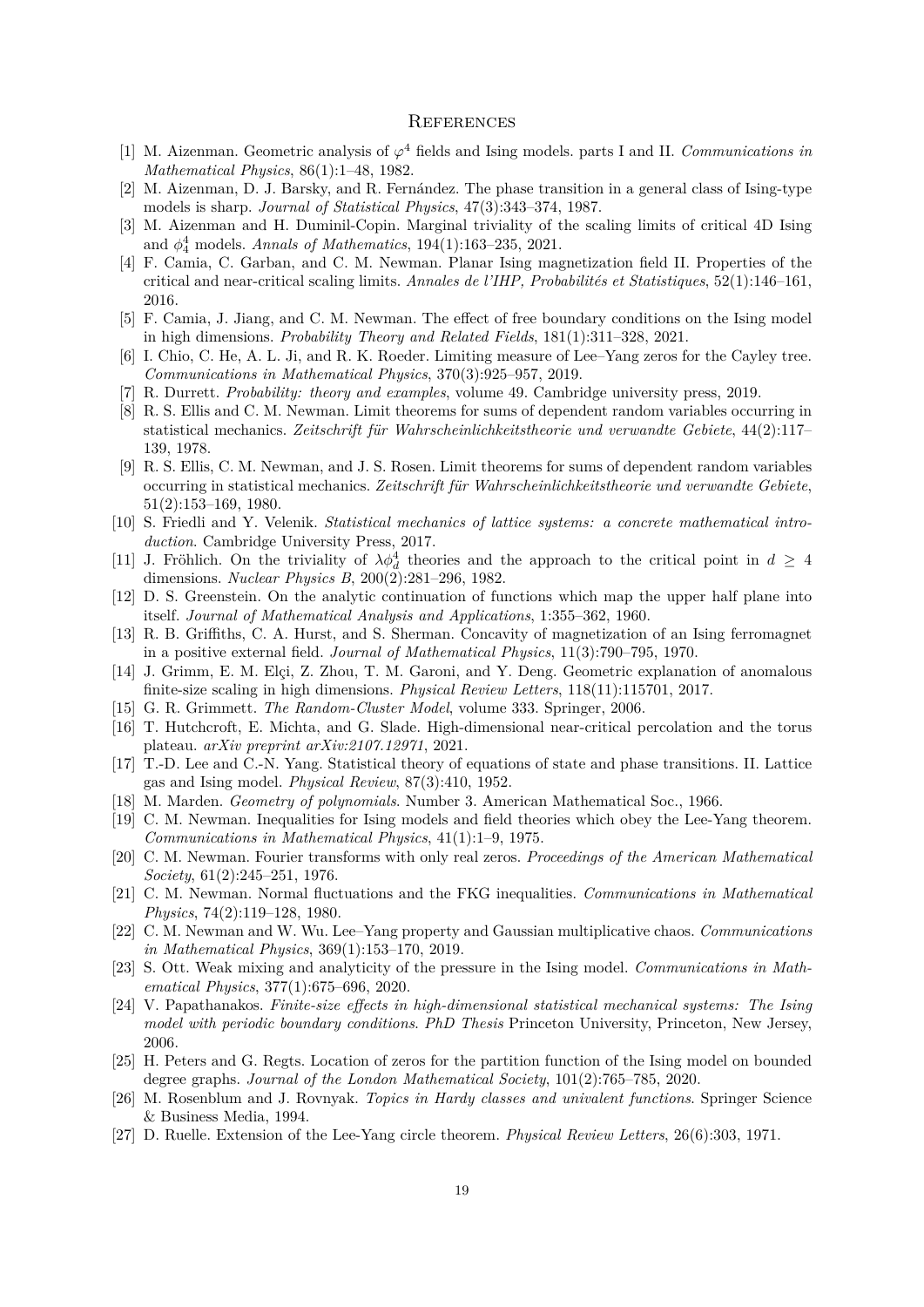# References

[1] M. Aizenman. Geometric analysis of $\varphi^4$ fields and Ising models. parts I and II. *Communications in Mathematical Physics*, 86(1):1–48, 1982.

[2] M. Aizenman, D. J. Barsky, and R. Fernández. The phase transition in a general class of Ising-type models is sharp. *Journal of Statistical Physics*, 47(3):343–374, 1987.

[3] M. Aizenman and H. Duminil-Copin. Marginal triviality of the scaling limits of critical 4D Ising and $\phi_4^4$ models. *Annals of Mathematics*, 194(1):163–235, 2021.

[4] F. Camia, C. Garban, and C. M. Newman. Planar Ising magnetization field II. Properties of the critical and near-critical scaling limits. *Annales de l'IHP, Probabilités et Statistiques*, 52(1):146–161, 2016.

[5] F. Camia, J. Jiang, and C. M. Newman. The effect of free boundary conditions on the Ising model in high dimensions. *Probability Theory and Related Fields*, 181(1):311–328, 2021.

[6] I. Chio, C. He, A. L. Ji, and R. K. Roeder. Limiting measure of Lee–Yang zeros for the Cayley tree. *Communications in Mathematical Physics*, 370(3):925–957, 2019.

[7] R. Durrett. *Probability: theory and examples*, volume 49. Cambridge university press, 2019.

[8] R. S. Ellis and C. M. Newman. Limit theorems for sums of dependent random variables occurring in statistical mechanics. *Zeitschrift für Wahrscheinlichkeitstheorie und verwandte Gebiete*, 44(2):117–139, 1978.

[9] R. S. Ellis, C. M. Newman, and J. S. Rosen. Limit theorems for sums of dependent random variables occurring in statistical mechanics. *Zeitschrift für Wahrscheinlichkeitstheorie und verwandte Gebiete*, 51(2):153–169, 1980.

[10] S. Friedli and Y. Velenik. *Statistical mechanics of lattice systems: a concrete mathematical introduction*. Cambridge University Press, 2017.

[11] J. Fröhlich. On the triviality of $\lambda\phi_d^4$ theories and the approach to the critical point in $d \geq 4$ dimensions. *Nuclear Physics B*, 200(2):281–296, 1982.

[12] D. S. Greenstein. On the analytic continuation of functions which map the upper half plane into itself. *Journal of Mathematical Analysis and Applications*, 1:355–362, 1960.

[13] R. B. Griffiths, C. A. Hurst, and S. Sherman. Concavity of magnetization of an Ising ferromagnet in a positive external field. *Journal of Mathematical Physics*, 11(3):790–795, 1970.

[14] J. Grimm, E. M. Elçi, Z. Zhou, T. M. Garoni, and Y. Deng. Geometric explanation of anomalous finite-size scaling in high dimensions. *Physical Review Letters*, 118(11):115701, 2017.

[15] G. R. Grimmett. *The Random-Cluster Model*, volume 333. Springer, 2006.

[16] T. Hutchcroft, E. Michta, and G. Slade. High-dimensional near-critical percolation and the torus plateau. *arXiv preprint arXiv:2107.12971*, 2021.

[17] T.-D. Lee and C.-N. Yang. Statistical theory of equations of state and phase transitions. II. Lattice gas and Ising model. *Physical Review*, 87(3):410, 1952.

[18] M. Marden. *Geometry of polynomials*. Number 3. American Mathematical Soc., 1966.

[19] C. M. Newman. Inequalities for Ising models and field theories which obey the Lee-Yang theorem. *Communications in Mathematical Physics*, 41(1):1–9, 1975.

[20] C. M. Newman. Fourier transforms with only real zeros. *Proceedings of the American Mathematical Society*, 61(2):245–251, 1976.

[21] C. M. Newman. Normal fluctuations and the FKG inequalities. *Communications in Mathematical Physics*, 74(2):119–128, 1980.

[22] C. M. Newman and W. Wu. Lee–Yang property and Gaussian multiplicative chaos. *Communications in Mathematical Physics*, 369(1):153–170, 2019.

[23] S. Ott. Weak mixing and analyticity of the pressure in the Ising model. *Communications in Mathematical Physics*, 377(1):675–696, 2020.

[24] V. Papathanakos. *Finite-size effects in high-dimensional statistical mechanical systems: The Ising model with periodic boundary conditions. PhD Thesis* Princeton University, Princeton, New Jersey, 2006.

[25] H. Peters and G. Regts. Location of zeros for the partition function of the Ising model on bounded degree graphs. *Journal of the London Mathematical Society*, 101(2):765–785, 2020.

[26] M. Rosenblum and J. Rovnyak. *Topics in Hardy classes and univalent functions*. Springer Science & Business Media, 1994.

[27] D. Ruelle. Extension of the Lee-Yang circle theorem. *Physical Review Letters*, 26(6):303, 1971.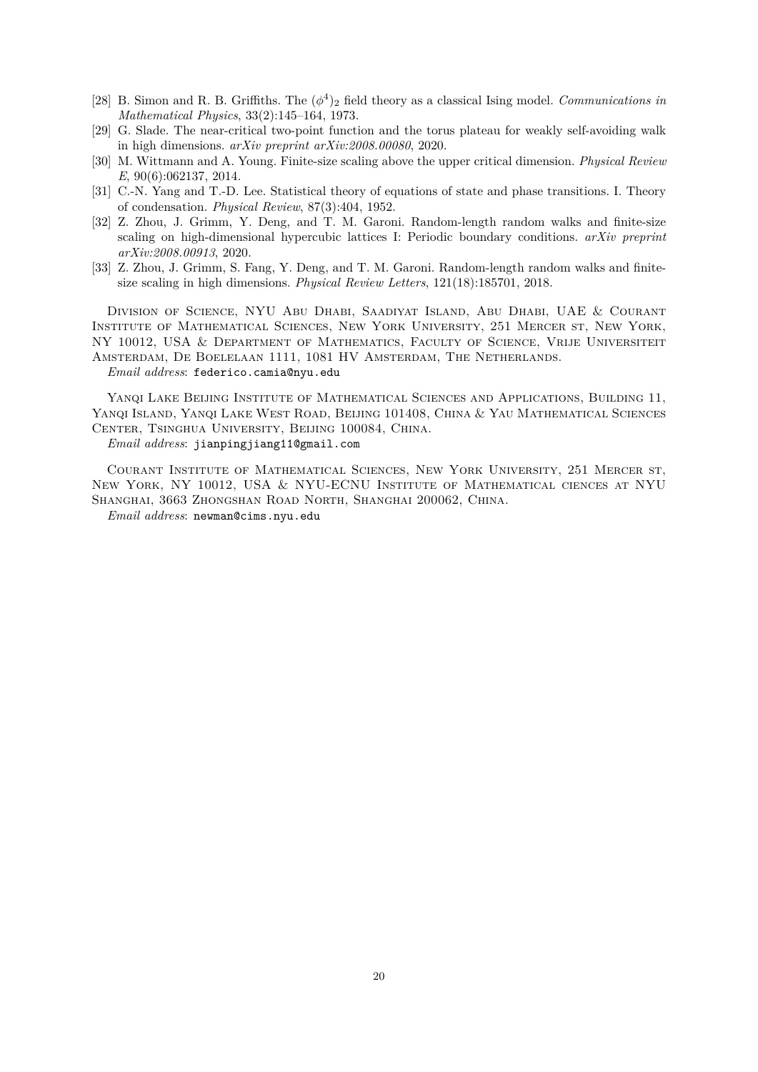[28] B. Simon and R. B. Griffiths. The $(\phi^4)_2$ field theory as a classical Ising model. *Communications in Mathematical Physics*, 33(2):145–164, 1973.

[29] G. Slade. The near-critical two-point function and the torus plateau for weakly self-avoiding walk in high dimensions. *arXiv preprint arXiv:2008.00080*, 2020.

[30] M. Wittmann and A. Young. Finite-size scaling above the upper critical dimension. *Physical Review E*, 90(6):062137, 2014.

[31] C.-N. Yang and T.-D. Lee. Statistical theory of equations of state and phase transitions. I. Theory of condensation. *Physical Review*, 87(3):404, 1952.

[32] Z. Zhou, J. Grimm, Y. Deng, and T. M. Garoni. Random-length random walks and finite-size scaling on high-dimensional hypercubic lattices I: Periodic boundary conditions. *arXiv preprint arXiv:2008.00913*, 2020.

[33] Z. Zhou, J. Grimm, S. Fang, Y. Deng, and T. M. Garoni. Random-length random walks and finite-size scaling in high dimensions. *Physical Review Letters*, 121(18):185701, 2018.

Division of Science, NYU Abu Dhabi, Saadiyat Island, Abu Dhabi, UAE & Courant Institute of Mathematical Sciences, New York University, 251 Mercer st, New York, NY 10012, USA & Department of Mathematics, Faculty of Science, Vrije Universiteit Amsterdam, De Boelelaan 1111, 1081 HV Amsterdam, The Netherlands.
*Email address*: federico.camia@nyu.edu

Yanqi Lake Beijing Institute of Mathematical Sciences and Applications, Building 11, Yanqi Island, Yanqi Lake West Road, Beijing 101408, China & Yau Mathematical Sciences Center, Tsinghua University, Beijing 100084, China.
*Email address*: jianpingjiang11@gmail.com

Courant Institute of Mathematical Sciences, New York University, 251 Mercer st, New York, NY 10012, USA & NYU-ECNU Institute of Mathematical ciences at NYU Shanghai, 3663 Zhongshan Road North, Shanghai 200062, China.
*Email address*: newman@cims.nyu.edu